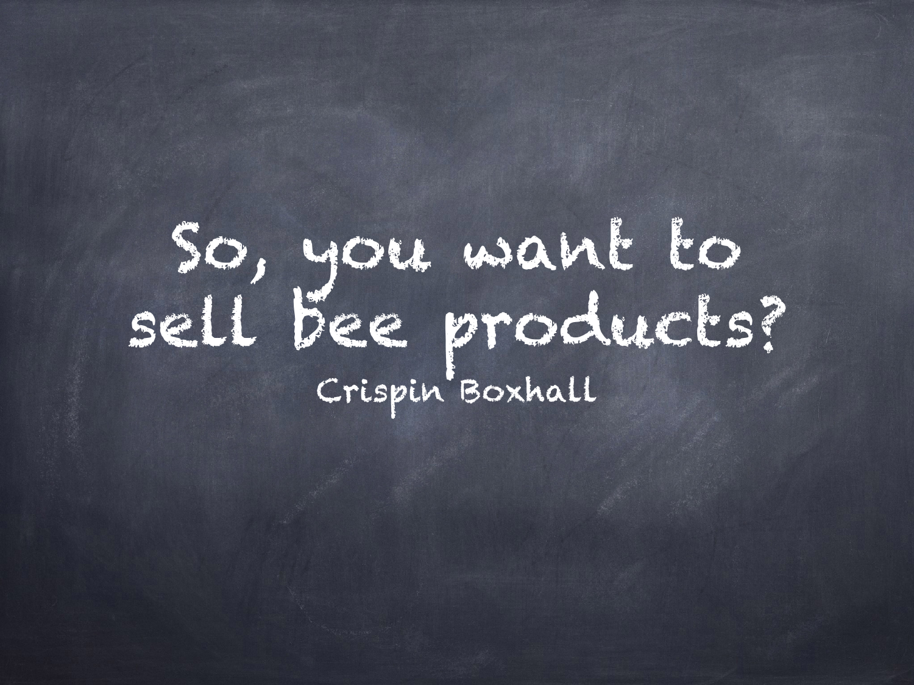# So, you want to sell bee products?

Crispin Boxhall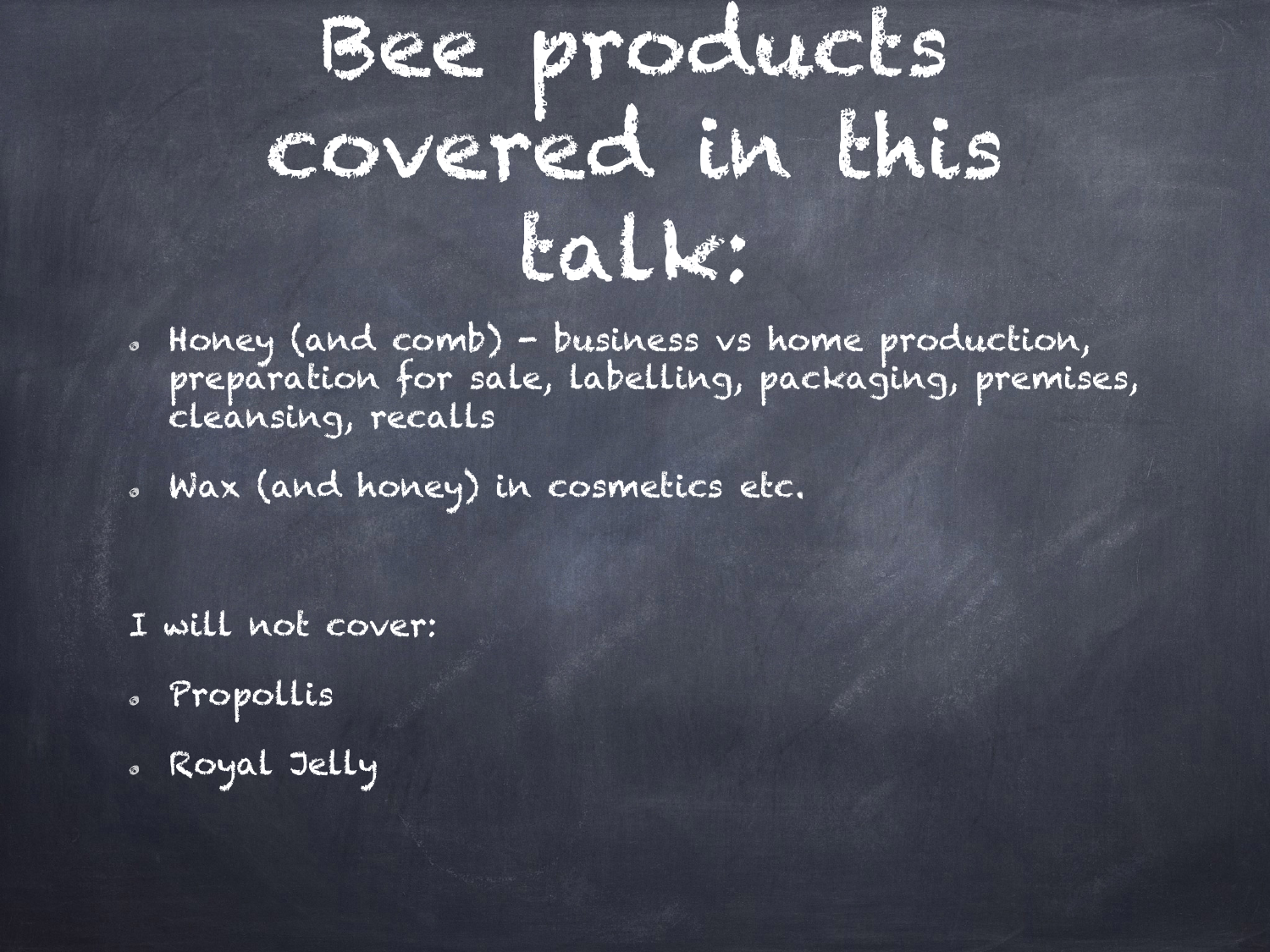# Bee products covered in this talk:

- Honey (and comb) - business vs home production, preparation for sale, labelling, packaging, premises, cleansing, recalls
- Wax (and honey) in cosmetics etc.

I will not cover:

- Propollis
- Royal Jelly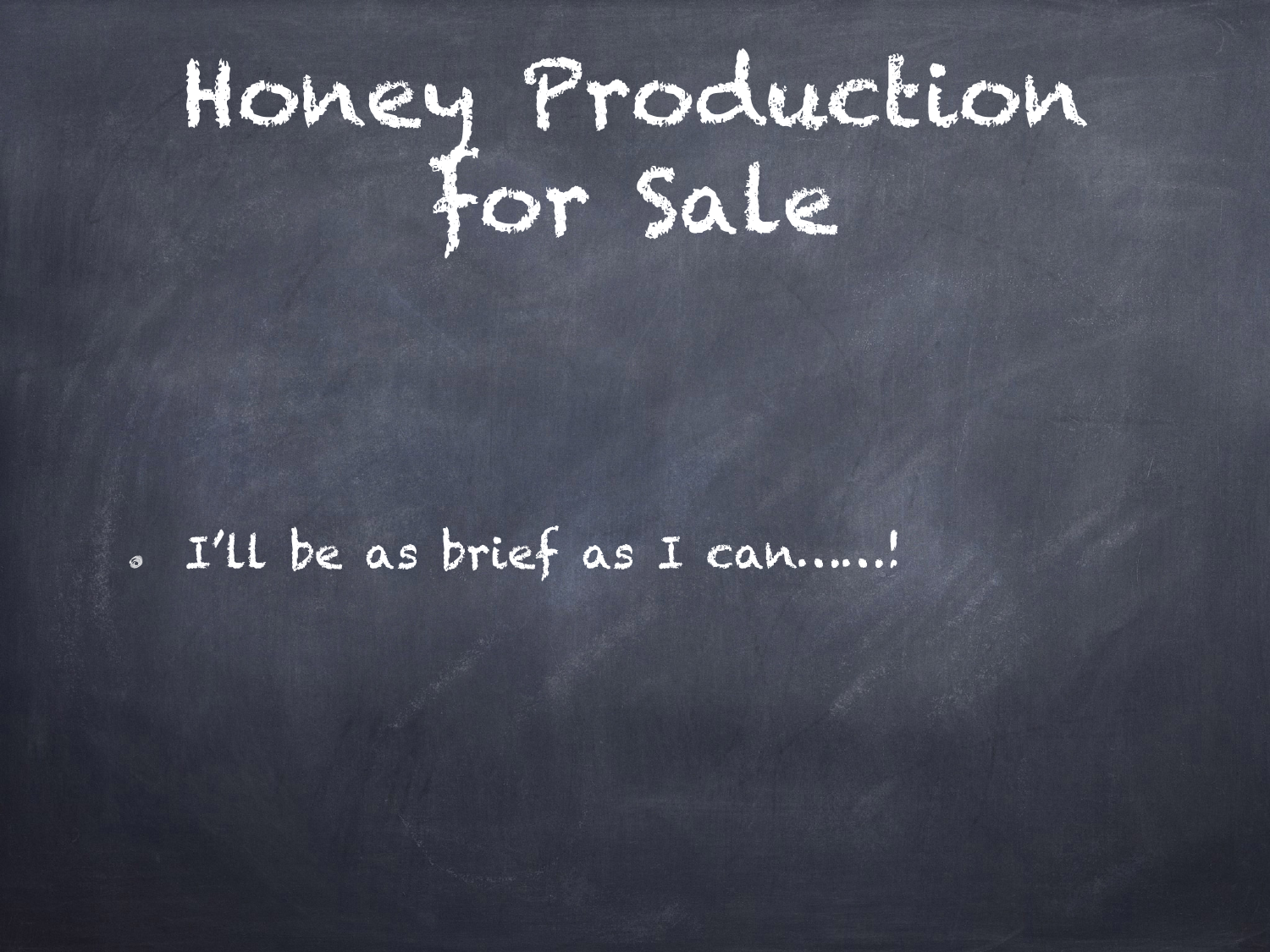# Honey Production for Sale

- I'll be as brief as I can.....!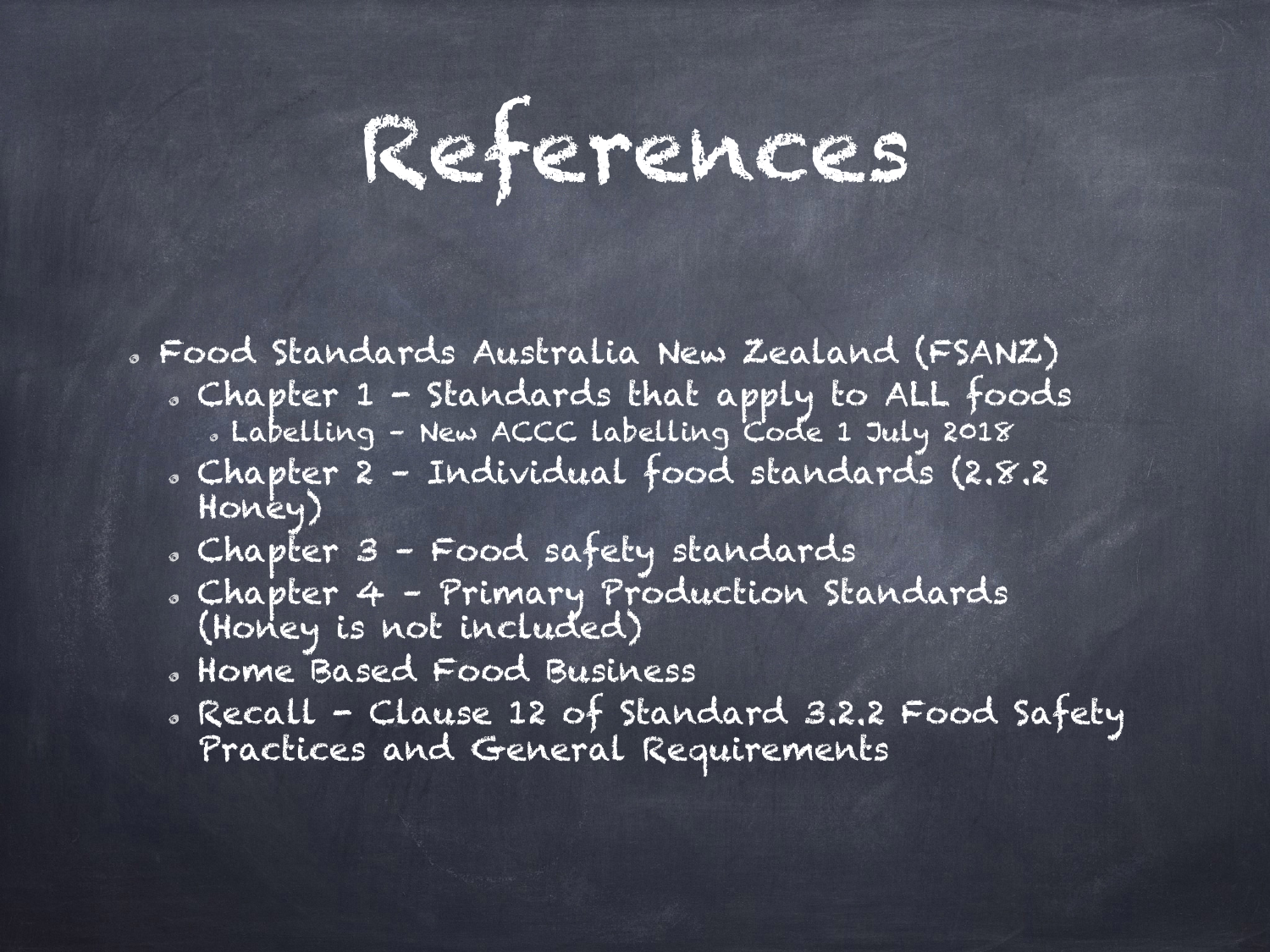# References

- Food Standards Australia New Zealand (FSANZ)
  - Chapter 1 – Standards that apply to ALL foods
    - Labelling – New ACCC labelling Code 1 July 2018
  - Chapter 2 – Individual food standards (2.8.2 Honey)
  - Chapter 3 – Food safety standards
  - Chapter 4 – Primary Production Standards (Honey is not included)
  - Home Based Food Business
  - Recall – Clause 12 of Standard 3.2.2 Food Safety Practices and General Requirements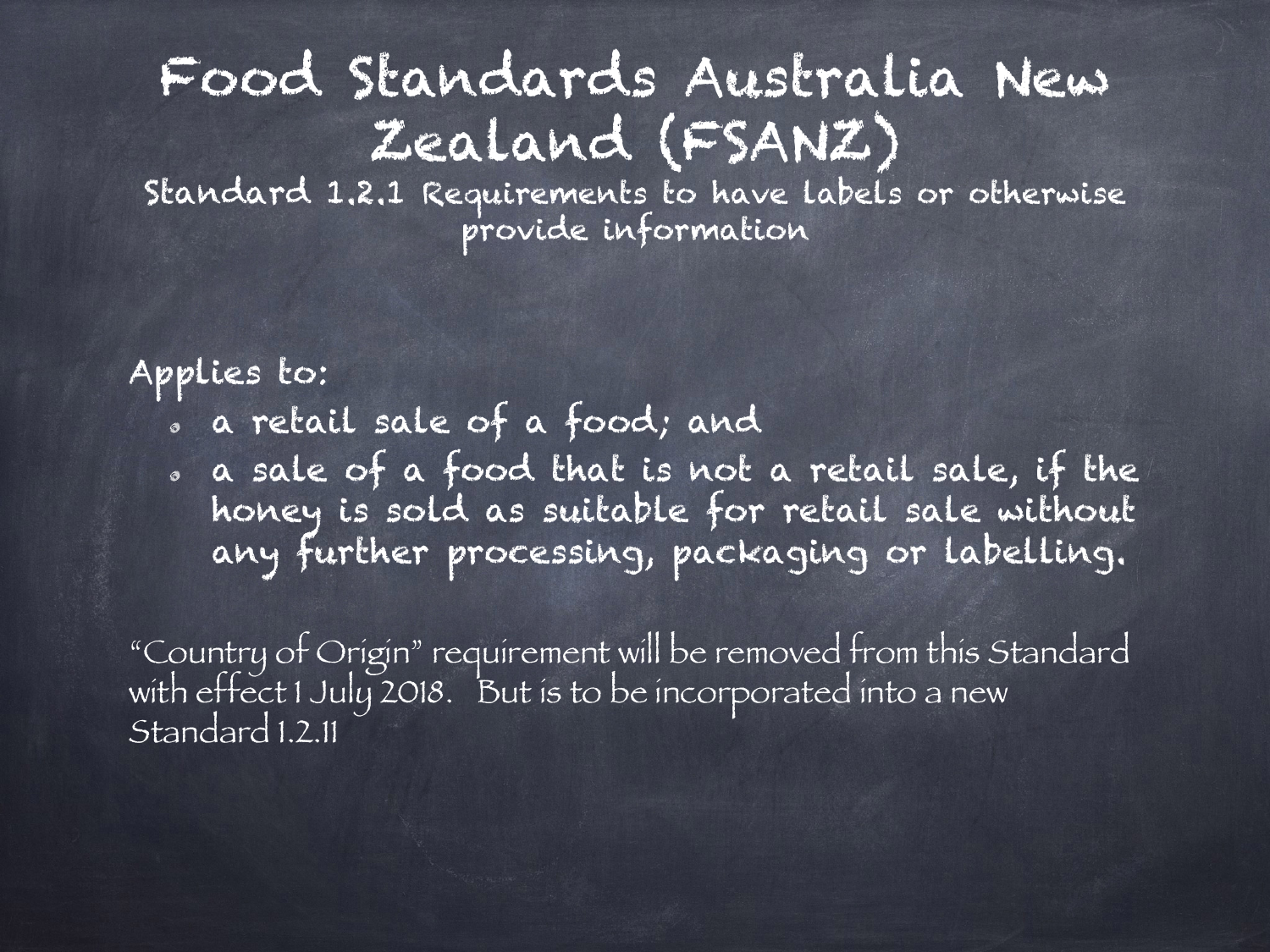# Food Standards Australia New Zealand (FSANZ)

## Standard 1.2.1 Requirements to have labels or otherwise provide information

Applies to:

- a retail sale of a food; and
- a sale of a food that is not a retail sale, if the honey is sold as suitable for retail sale without any further processing, packaging or labelling.

"Country of Origin" requirement will be removed from this Standard with effect 1 July 2018. But is to be incorporated into a new Standard 1.2.11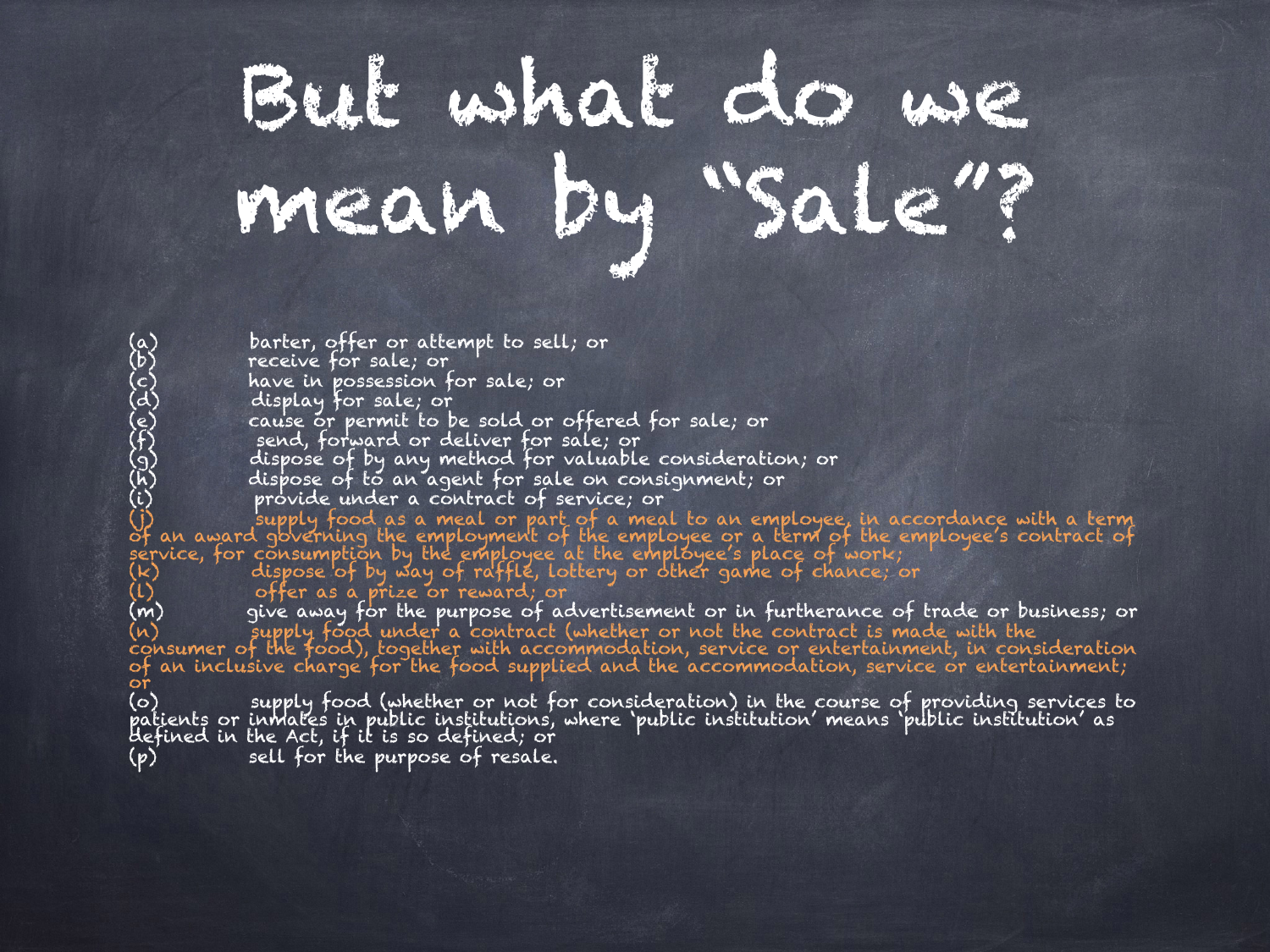# But what do we mean by "Sale"?

(a) barter, offer or attempt to sell; or
(b) receive for sale; or
(c) have in possession for sale; or
(d) display for sale; or
(e) cause or permit to be sold or offered for sale; or
(f) send, forward or deliver for sale; or
(g) dispose of by any method for valuable consideration; or
(h) dispose of to an agent for sale on consignment; or
(i) provide under a contract of service; or
(j) supply food as a meal or part of a meal to an employee, in accordance with a term of an award governing the employment of the employee or a term of the employee's contract of service, for consumption by the employee at the employee's place of work;
(k) dispose of by way of raffle, lottery or other game of chance; or
(l) offer as a prize or reward; or
(m) give away for the purpose of advertisement or in furtherance of trade or business; or
(n) supply food under a contract (whether or not the contract is made with the consumer of the food), together with accommodation, service or entertainment, in consideration of an inclusive charge for the food supplied and the accommodation, service or entertainment; or
(o) supply food (whether or not for consideration) in the course of providing services to patients or inmates in public institutions, where 'public institution' means 'public institution' as defined in the Act, if it is so defined; or
(p) sell for the purpose of resale.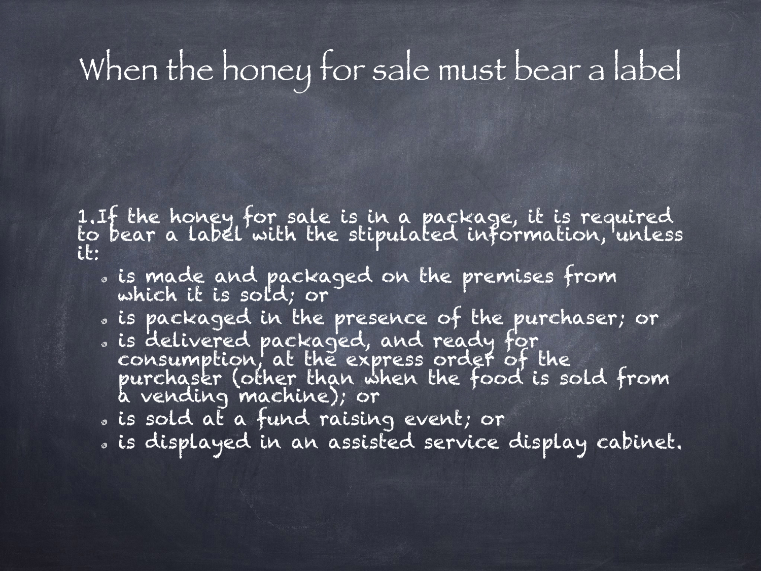# When the honey for sale must bear a label

1. If the honey for sale is in a package, it is required to bear a label with the stipulated information, unless it:
   - is made and packaged on the premises from which it is sold; or
   - is packaged in the presence of the purchaser; or
   - is delivered packaged, and ready for consumption, at the express order of the purchaser (other than when the food is sold from a vending machine); or
   - is sold at a fund raising event; or
   - is displayed in an assisted service display cabinet.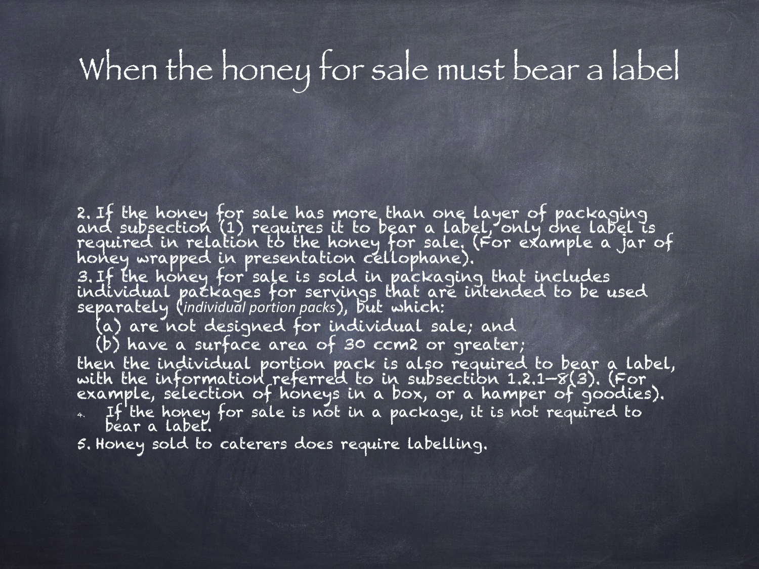# When the honey for sale must bear a label

2. If the honey for sale has more than one layer of packaging and subsection (1) requires it to bear a label, only one label is required in relation to the honey for sale. (For example a jar of honey wrapped in presentation cellophane).
3. If the honey for sale is sold in packaging that includes individual packages for servings that are intended to be used separately (*individual portion packs*), but which:
   (a) are not designed for individual sale; and
   (b) have a surface area of 30 ccm2 or greater;

then the individual portion pack is also required to bear a label, with the information referred to in subsection 1.2.1—8(3). (For example, selection of honeys in a box, or a hamper of goodies).

4. If the honey for sale is not in a package, it is not required to bear a label.
5. Honey sold to caterers does require labelling.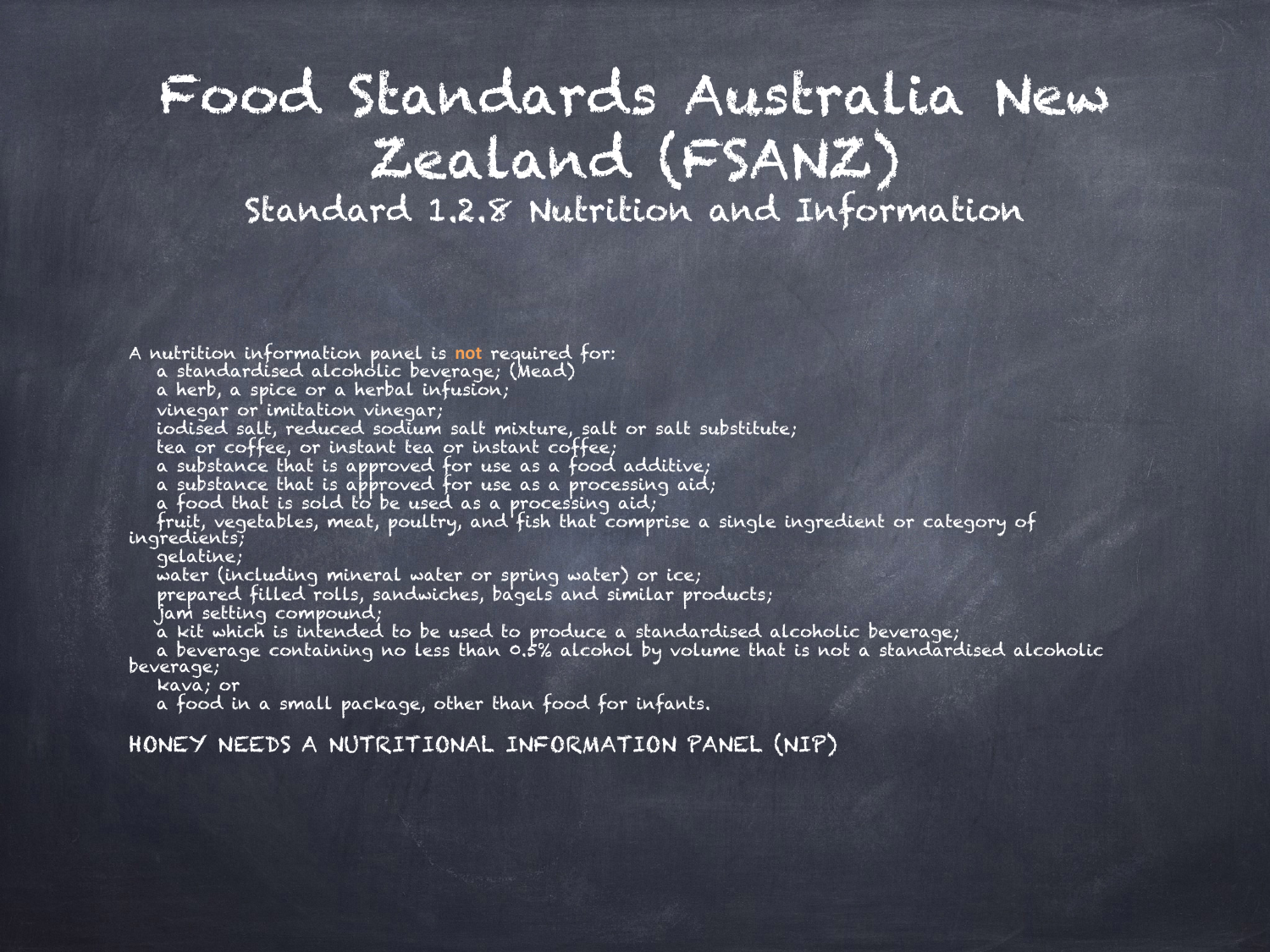# Food Standards Australia New Zealand (FSANZ)

## Standard 1.2.8 Nutrition and Information

A nutrition information panel is **not** required for:

- a standardised alcoholic beverage; (Mead)
- a herb, a spice or a herbal infusion;
- vinegar or imitation vinegar;
- iodised salt, reduced sodium salt mixture, salt or salt substitute;
- tea or coffee, or instant tea or instant coffee;
- a substance that is approved for use as a food additive;
- a substance that is approved for use as a processing aid;
- a food that is sold to be used as a processing aid;
- fruit, vegetables, meat, poultry, and fish that comprise a single ingredient or category of ingredients;
- gelatine;
- water (including mineral water or spring water) or ice;
- prepared filled rolls, sandwiches, bagels and similar products;
- jam setting compound;
- a kit which is intended to be used to produce a standardised alcoholic beverage;
- a beverage containing no less than 0.5% alcohol by volume that is not a standardised alcoholic beverage;
- kava; or
- a food in a small package, other than food for infants.

HONEY NEEDS A NUTRITIONAL INFORMATION PANEL (NIP)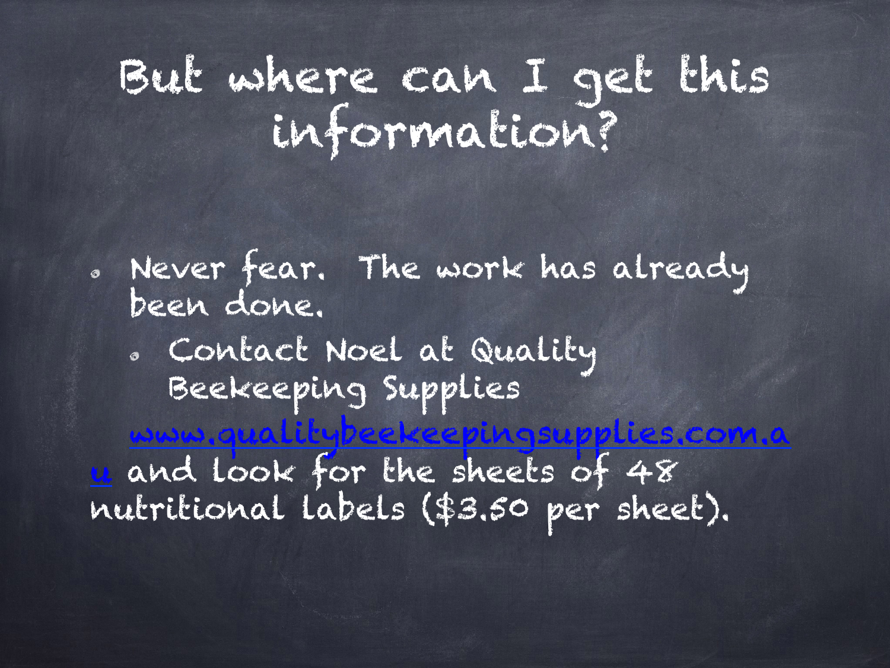# But where can I get this information?

- Never fear. The work has already been done.
  - Contact Noel at Quality Beekeeping Supplies

  www.qualitybeekeepingsupplies.com.au and look for the sheets of 48 nutritional labels ($3.50 per sheet).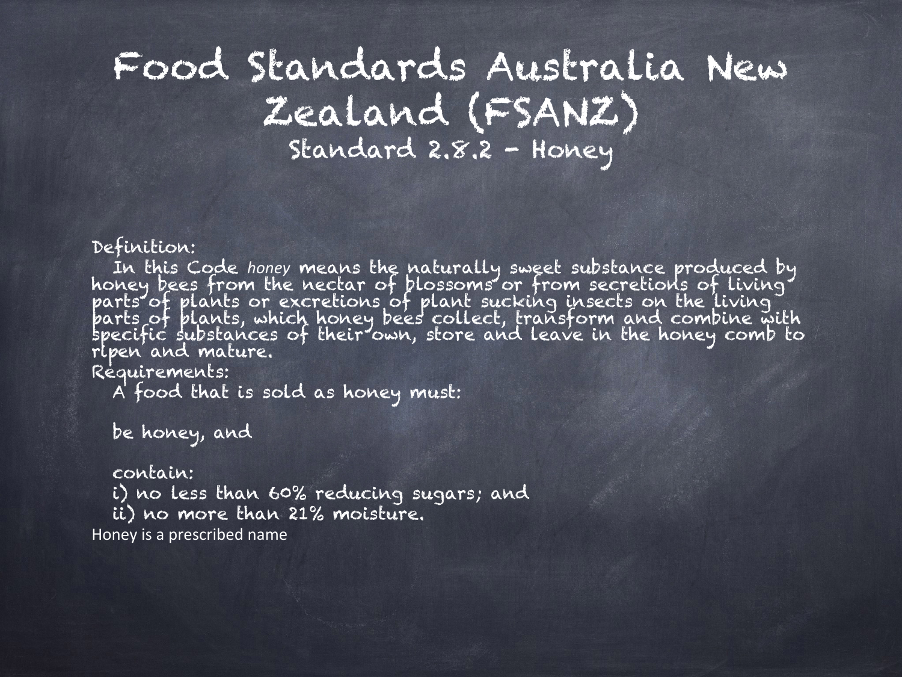# Food Standards Australia New Zealand (FSANZ)

## Standard 2.8.2 – Honey

Definition:

In this Code *honey* means the naturally sweet substance produced by honey bees from the nectar of blossoms or from secretions of living parts of plants or excretions of plant sucking insects on the living parts of plants, which honey bees collect, transform and combine with specific substances of their own, store and leave in the honey comb to ripen and mature.

Requirements:

A food that is sold as honey must:

be honey, and

contain:

i) no less than 60% reducing sugars; and

ii) no more than 21% moisture.

Honey is a prescribed name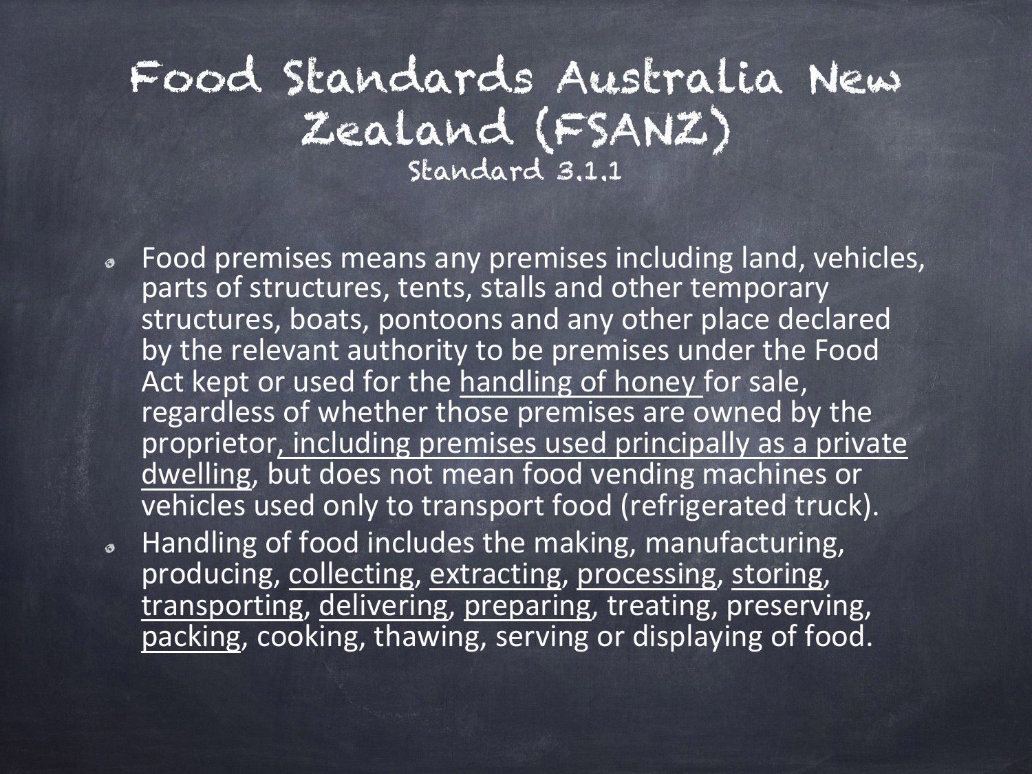# Food Standards Australia New Zealand (FSANZ)

## Standard 3.1.1

- Food premises means any premises including land, vehicles, parts of structures, tents, stalls and other temporary structures, boats, pontoons and any other place declared by the relevant authority to be premises under the Food Act kept or used for the <u>handling of honey</u> for sale, regardless of whether those premises are owned by the proprietor<u>, including premises used principally as a private dwelling</u>, but does not mean food vending machines or vehicles used only to transport food (refrigerated truck).
- Handling of food includes the making, manufacturing, producing, <u>collecting</u>, <u>extracting</u>, <u>processing</u>, <u>storing</u>, <u>transporting</u>, <u>delivering</u>, <u>preparing</u>, treating, preserving, <u>packing</u>, cooking, thawing, serving or displaying of food.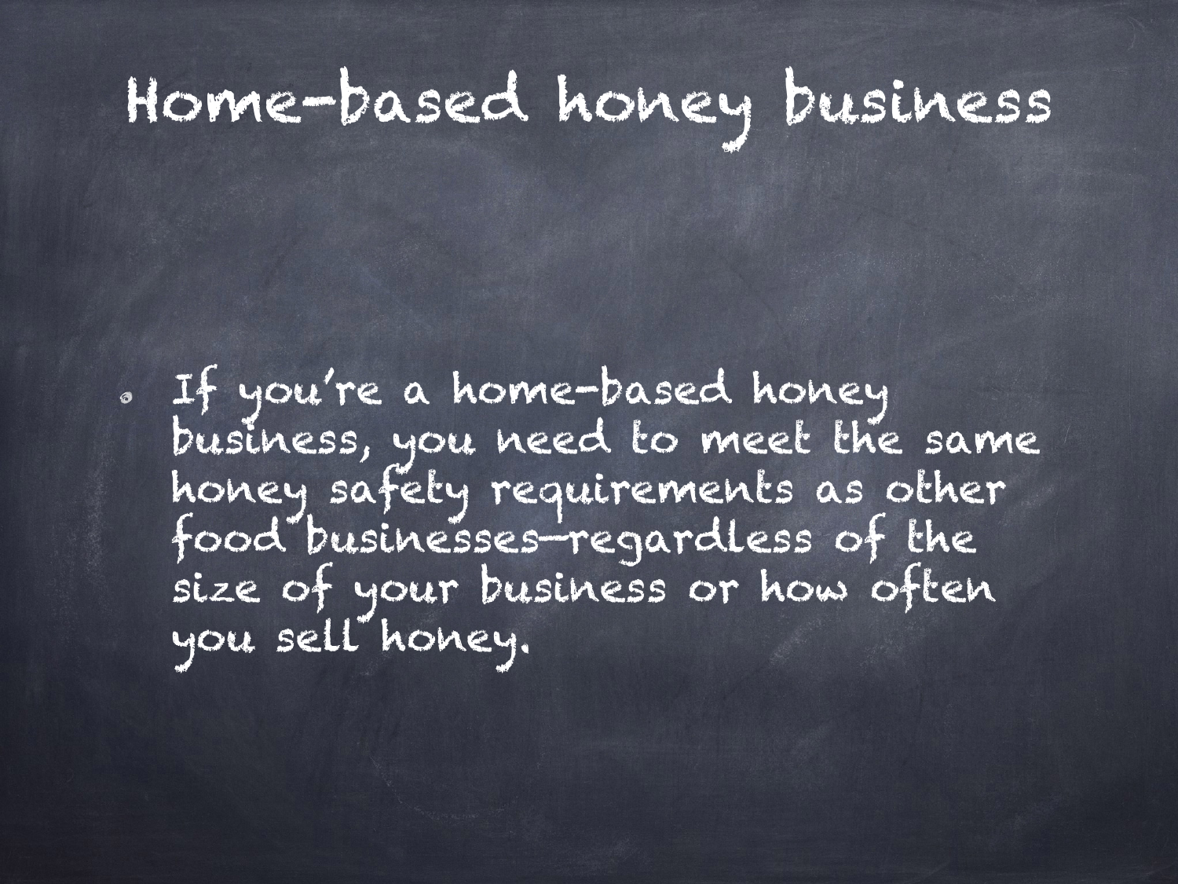# Home-based honey business

- If you're a home-based honey business, you need to meet the same honey safety requirements as other food businesses—regardless of the size of your business or how often you sell honey.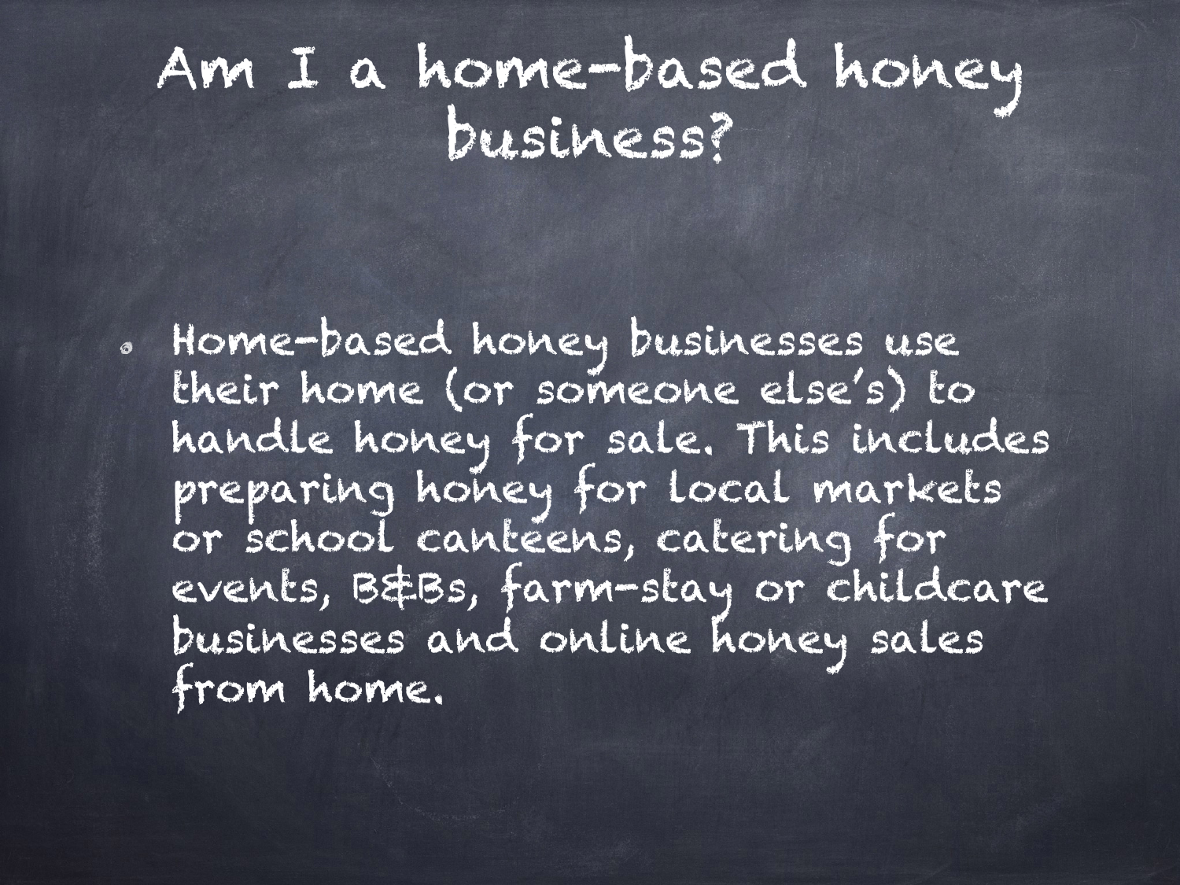# Am I a home-based honey business?

- Home-based honey businesses use their home (or someone else's) to handle honey for sale. This includes preparing honey for local markets or school canteens, catering for events, B&Bs, farm-stay or childcare businesses and online honey sales from home.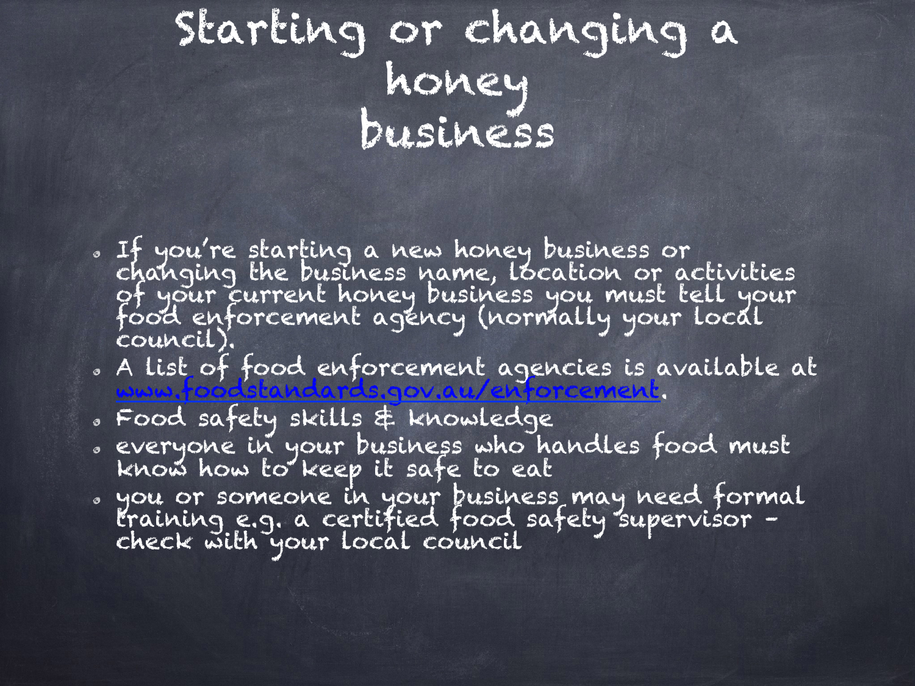# Starting or changing a honey business

- If you're starting a new honey business or changing the business name, location or activities of your current honey business you must tell your food enforcement agency (normally your local council).
- A list of food enforcement agencies is available at [www.foodstandards.gov.au/enforcement](http://www.foodstandards.gov.au/enforcement).
- Food safety skills & knowledge
- everyone in your business who handles food must know how to keep it safe to eat
- you or someone in your business may need formal training e.g. a certified food safety supervisor – check with your local council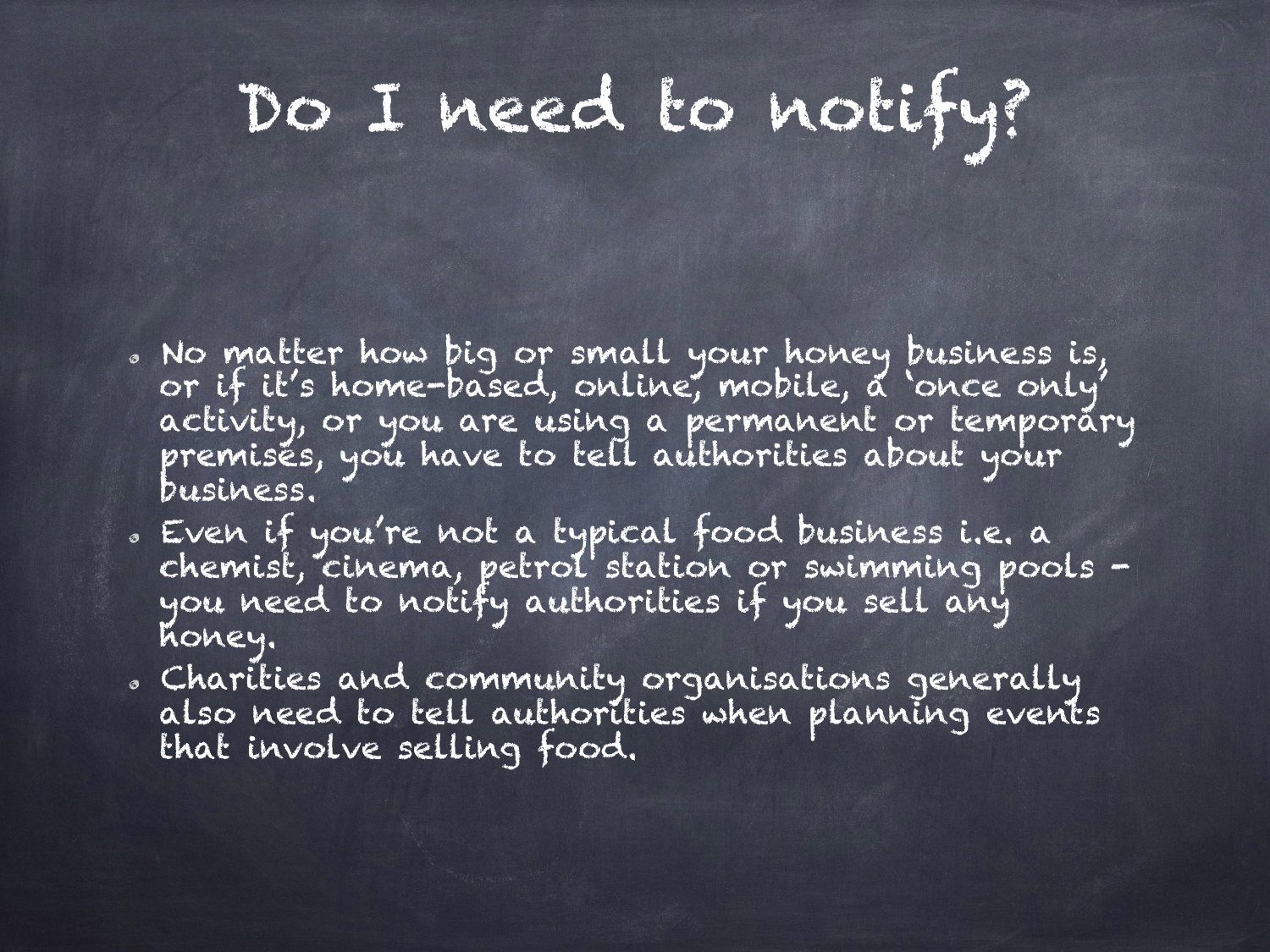# Do I need to notify?

- No matter how big or small your honey business is, or if it's home-based, online, mobile, a 'once only' activity, or you are using a permanent or temporary premises, you have to tell authorities about your business.
- Even if you're not a typical food business i.e. a chemist, cinema, petrol station or swimming pools – you need to notify authorities if you sell any honey.
- Charities and community organisations generally also need to tell authorities when planning events that involve selling food.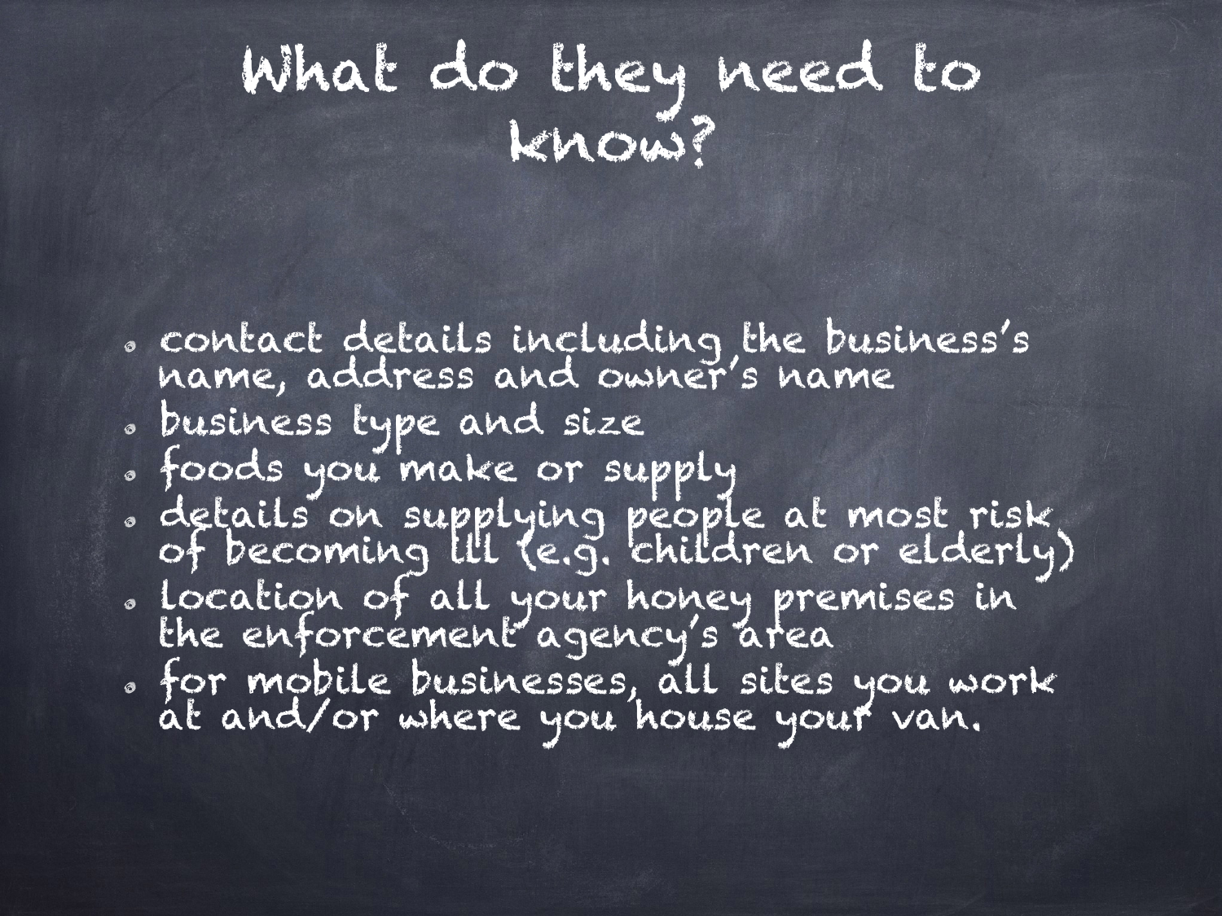# What do they need to know?

- contact details including the business's name, address and owner's name
- business type and size
- foods you make or supply
- details on supplying people at most risk of becoming ill (e.g. children or elderly)
- location of all your honey premises in the enforcement agency's area
- for mobile businesses, all sites you work at and/or where you house your van.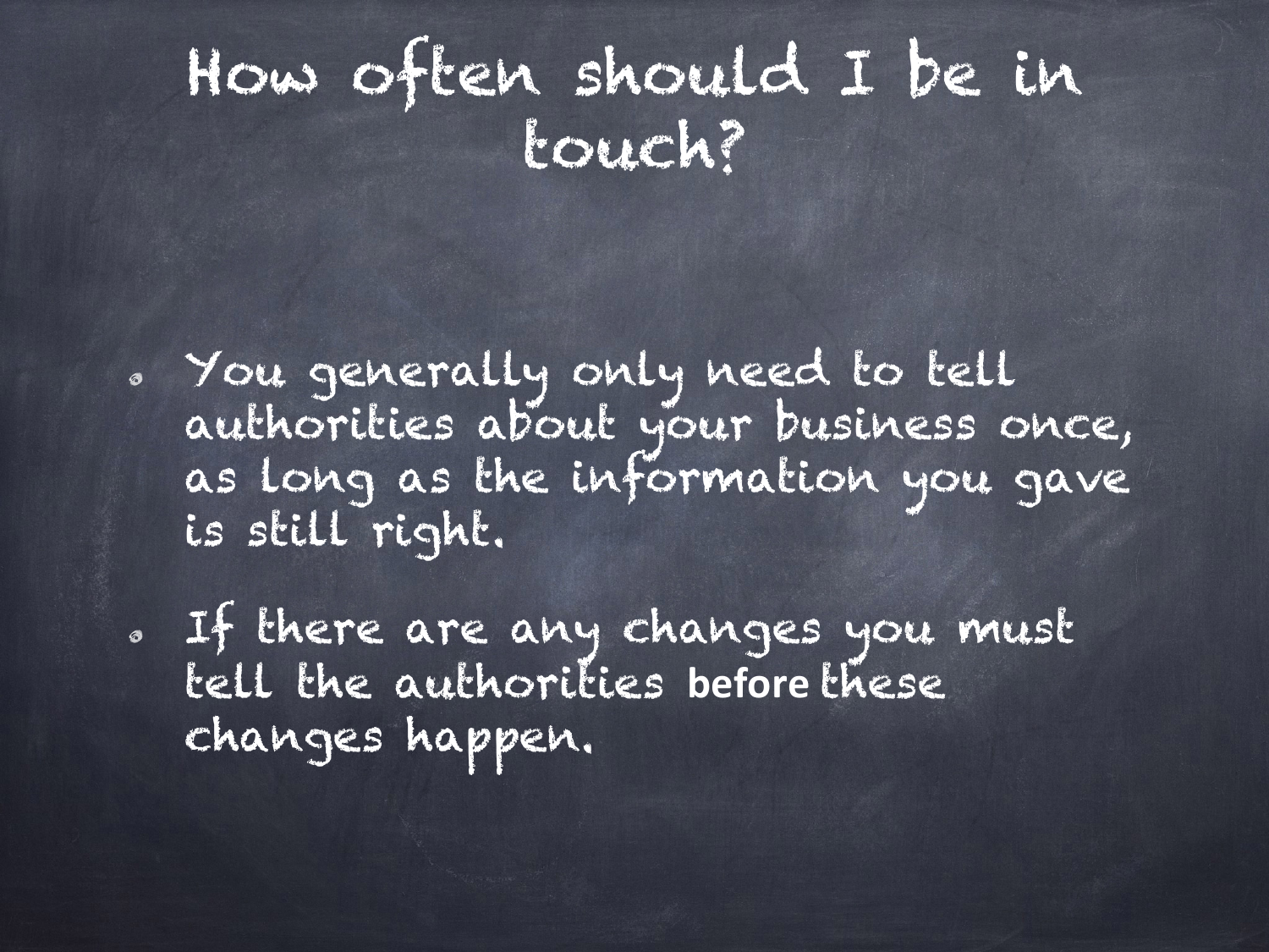# How often should I be in touch?

- You generally only need to tell authorities about your business once, as long as the information you gave is still right.
- If there are any changes you must tell the authorities **before** these changes happen.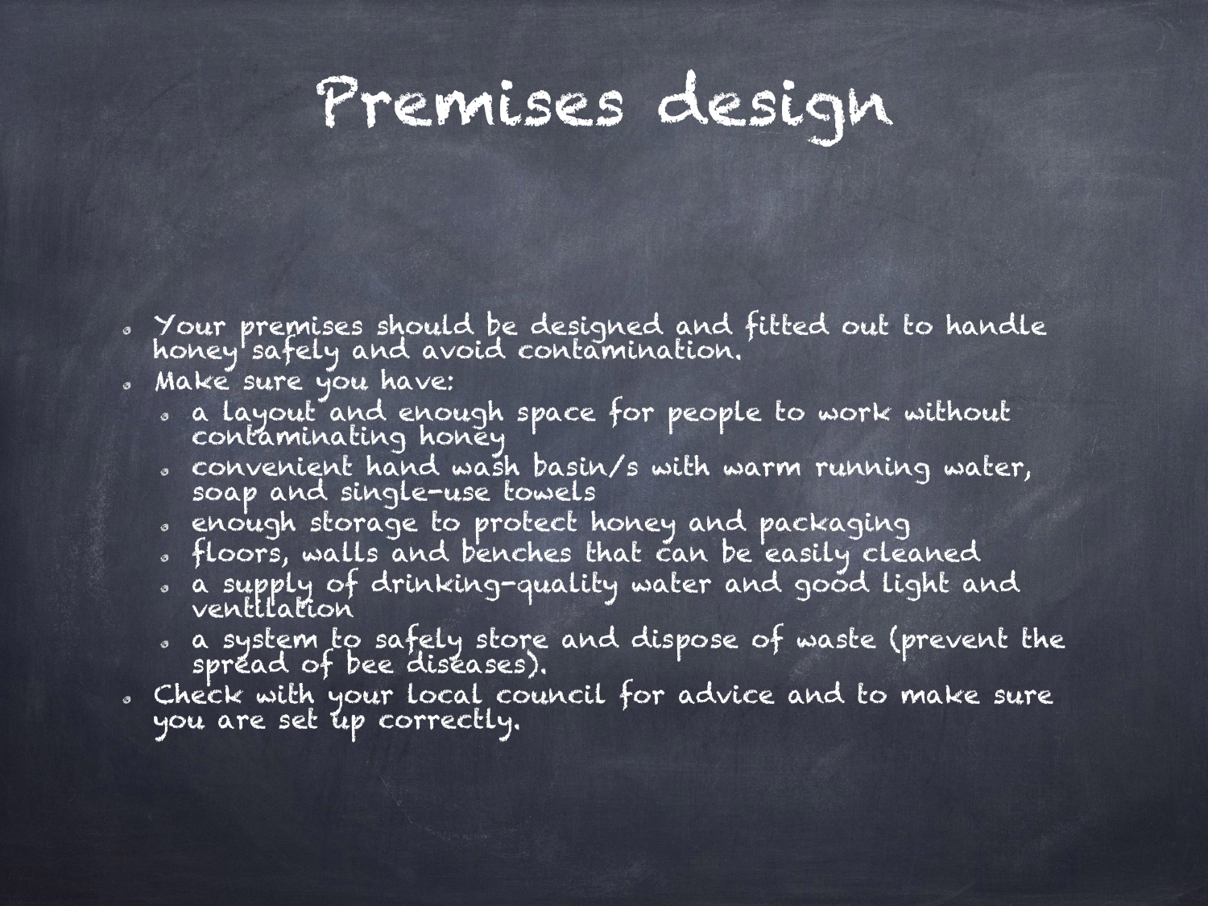# Premises design

- Your premises should be designed and fitted out to handle honey safely and avoid contamination.
- Make sure you have:
  - a layout and enough space for people to work without contaminating honey
  - convenient hand wash basin/s with warm running water, soap and single-use towels
  - enough storage to protect honey and packaging
  - floors, walls and benches that can be easily cleaned
  - a supply of drinking-quality water and good light and ventilation
  - a system to safely store and dispose of waste (prevent the spread of bee diseases).
- Check with your local council for advice and to make sure you are set up correctly.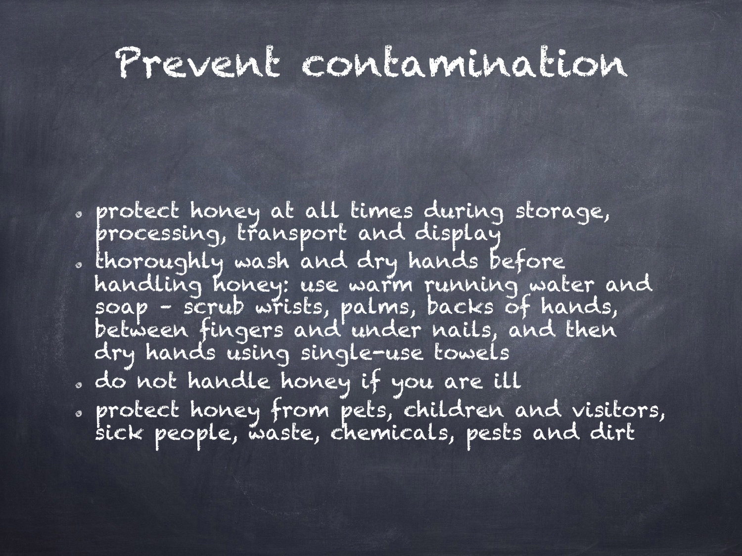# Prevent contamination

- protect honey at all times during storage, processing, transport and display
- thoroughly wash and dry hands before handling honey: use warm running water and soap - scrub wrists, palms, backs of hands, between fingers and under nails, and then dry hands using single-use towels
- do not handle honey if you are ill
- protect honey from pets, children and visitors, sick people, waste, chemicals, pests and dirt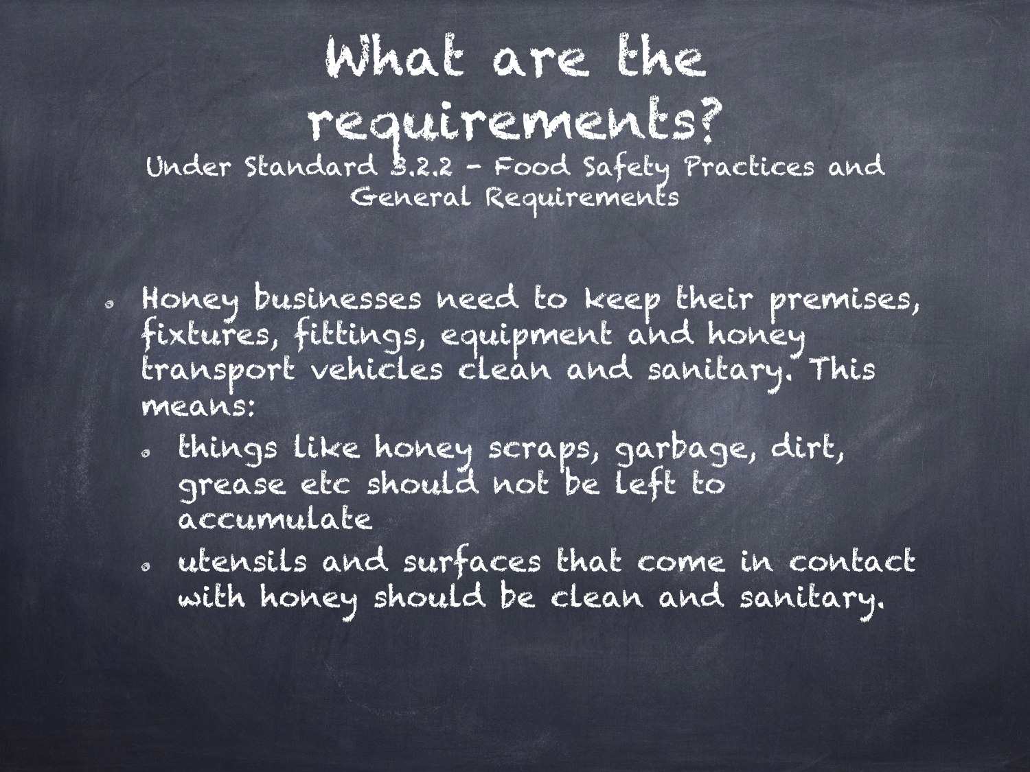# What are the requirements?

Under Standard 3.2.2 - Food Safety Practices and General Requirements

- Honey businesses need to keep their premises, fixtures, fittings, equipment and honey transport vehicles clean and sanitary. This means:
  - things like honey scraps, garbage, dirt, grease etc should not be left to accumulate
  - utensils and surfaces that come in contact with honey should be clean and sanitary.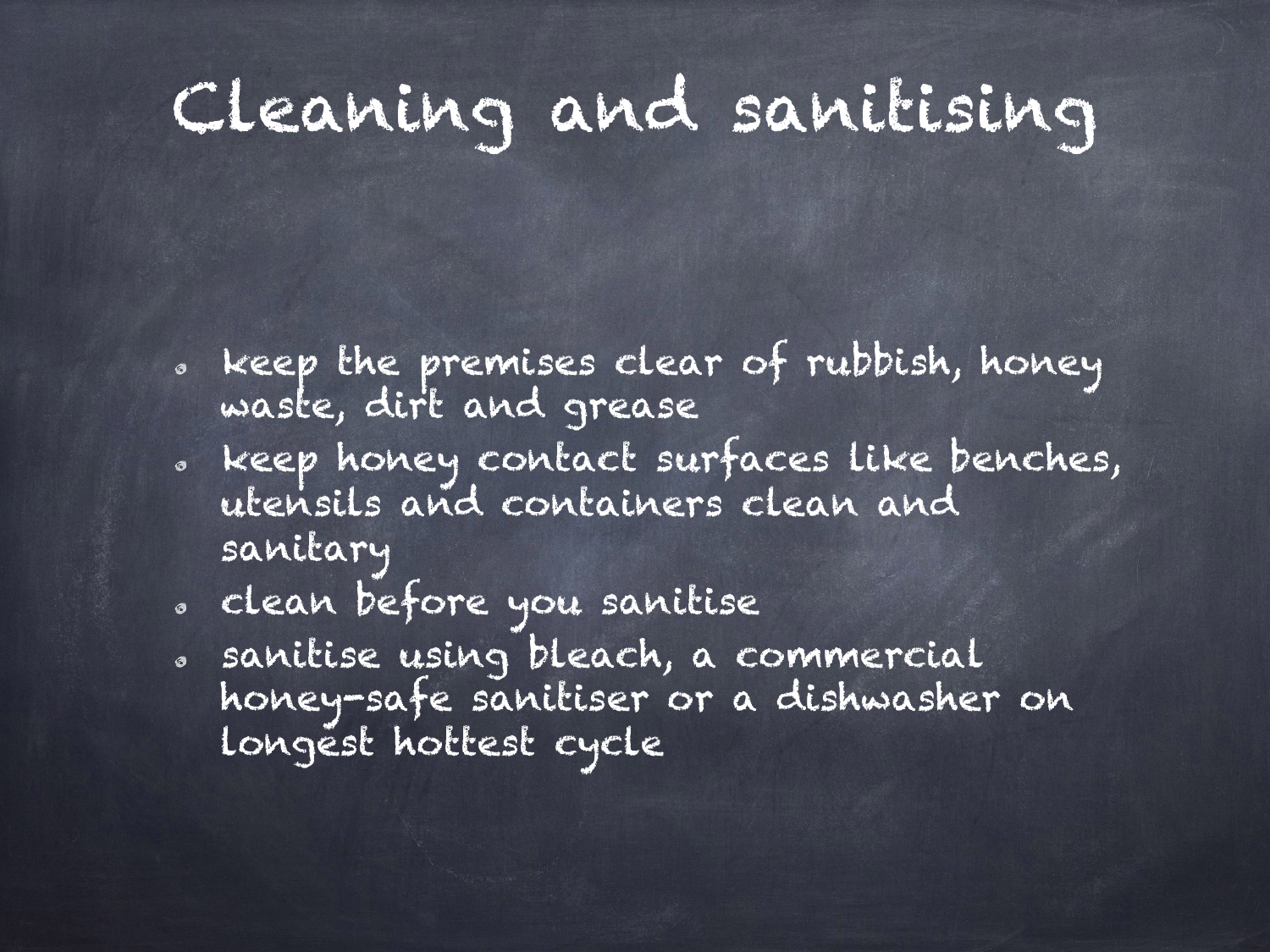# Cleaning and sanitising

- keep the premises clear of rubbish, honey waste, dirt and grease
- keep honey contact surfaces like benches, utensils and containers clean and sanitary
- clean before you sanitise
- sanitise using bleach, a commercial honey-safe sanitiser or a dishwasher on longest hottest cycle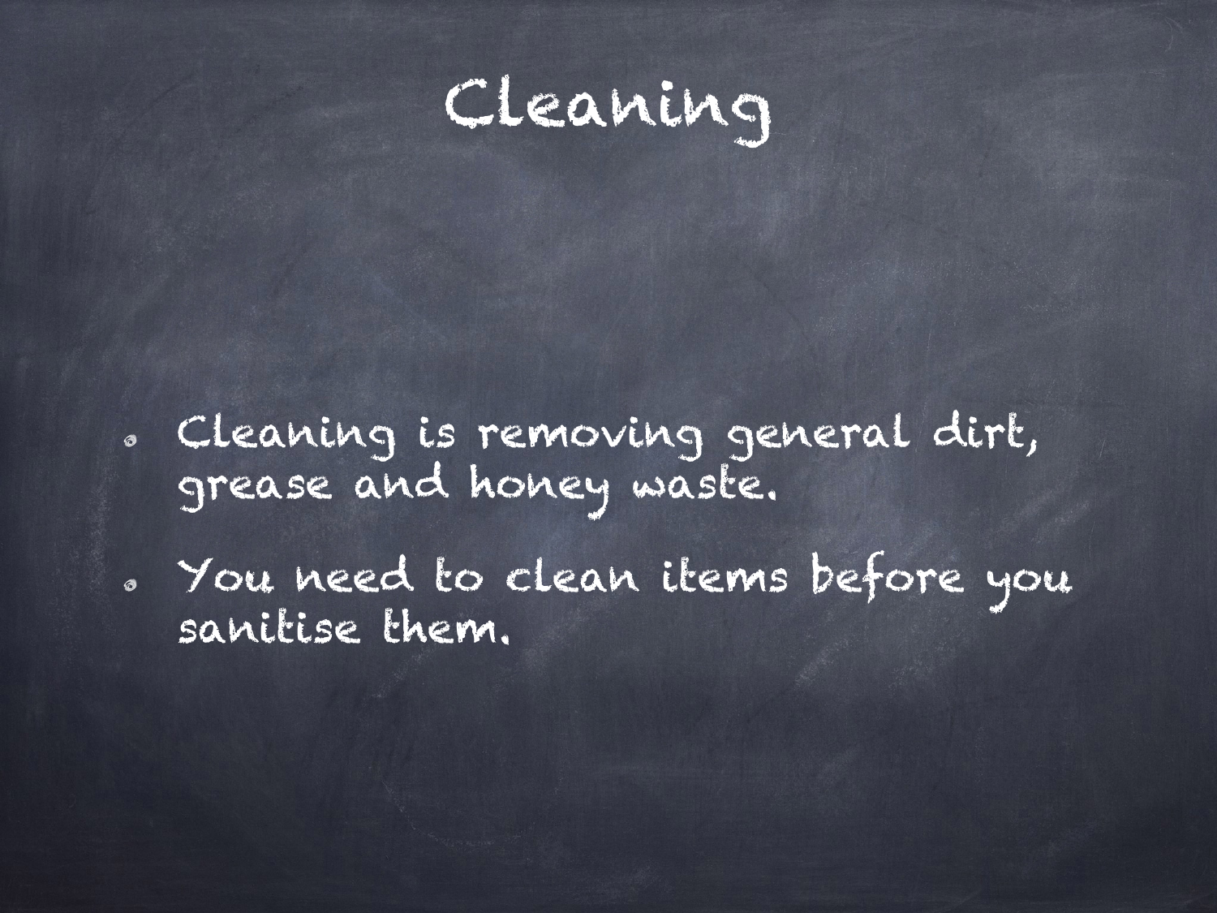# Cleaning

- Cleaning is removing general dirt, grease and honey waste.
- You need to clean items before you sanitise them.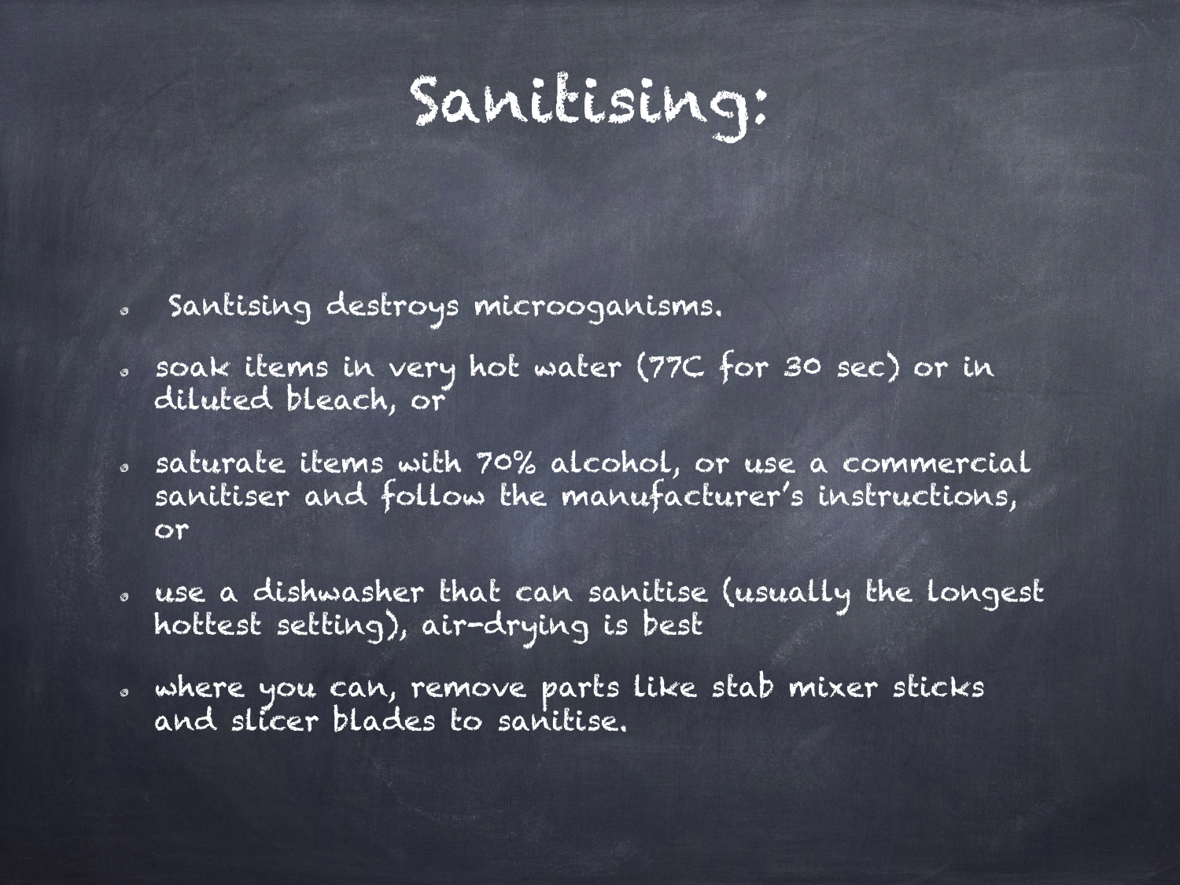# Sanitising:

- Santising destroys microoganisms.
- soak items in very hot water (77C for 30 sec) or in diluted bleach, or
- saturate items with 70% alcohol, or use a commercial sanitiser and follow the manufacturer's instructions, or
- use a dishwasher that can sanitise (usually the longest hottest setting), air-drying is best
- where you can, remove parts like stab mixer sticks and slicer blades to sanitise.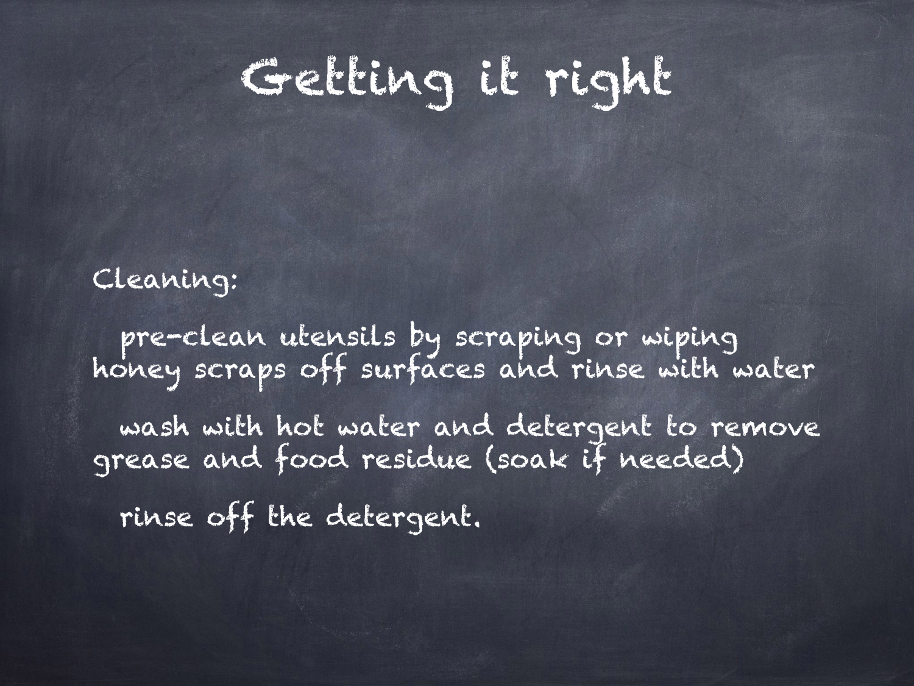# Getting it right

Cleaning:

pre-clean utensils by scraping or wiping honey scraps off surfaces and rinse with water

wash with hot water and detergent to remove grease and food residue (soak if needed)

rinse off the detergent.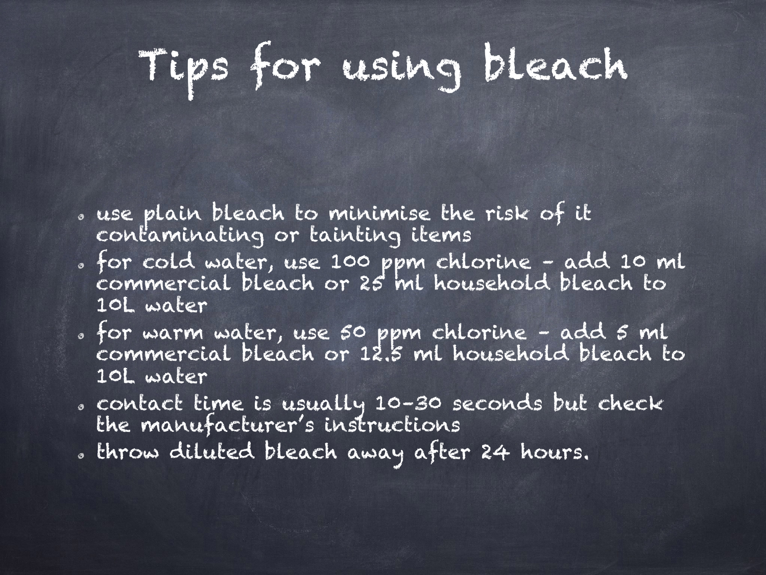# Tips for using bleach

- use plain bleach to minimise the risk of it contaminating or tainting items
- for cold water, use 100 ppm chlorine – add 10 ml commercial bleach or 25 ml household bleach to 10L water
- for warm water, use 50 ppm chlorine – add 5 ml commercial bleach or 12.5 ml household bleach to 10L water
- contact time is usually 10–30 seconds but check the manufacturer's instructions
- throw diluted bleach away after 24 hours.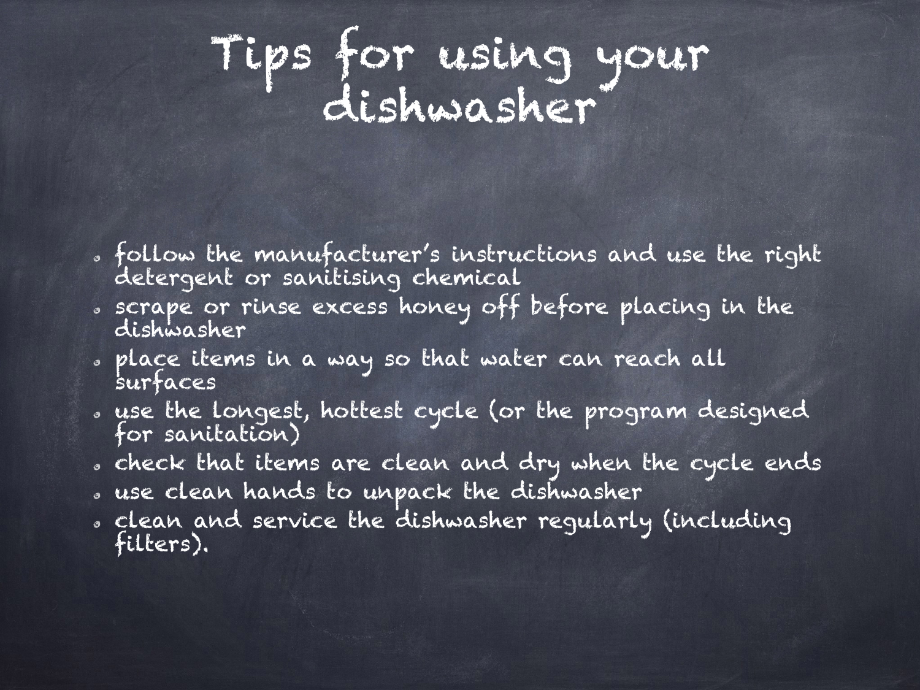# Tips for using your dishwasher

- follow the manufacturer's instructions and use the right detergent or sanitising chemical
- scrape or rinse excess honey off before placing in the dishwasher
- place items in a way so that water can reach all surfaces
- use the longest, hottest cycle (or the program designed for sanitation)
- check that items are clean and dry when the cycle ends
- use clean hands to unpack the dishwasher
- clean and service the dishwasher regularly (including filters).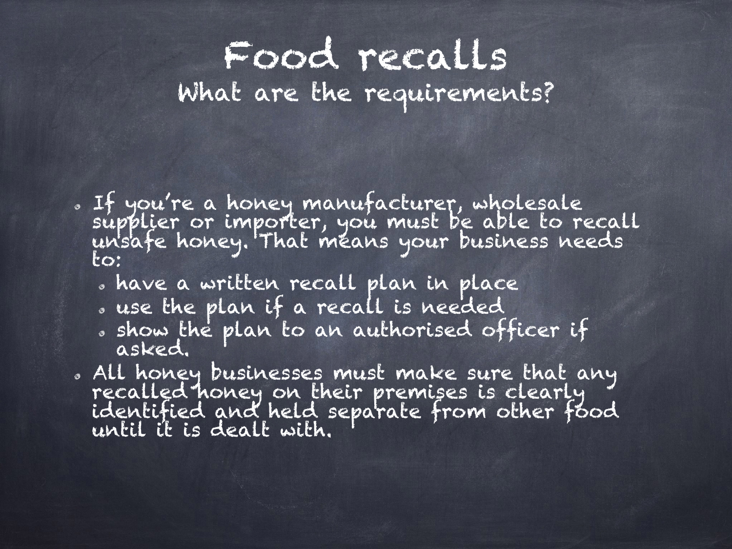# Food recalls

## What are the requirements?

- If you're a honey manufacturer, wholesale supplier or importer, you must be able to recall unsafe honey. That means your business needs to:
  - have a written recall plan in place
  - use the plan if a recall is needed
  - show the plan to an authorised officer if asked.
- All honey businesses must make sure that any recalled honey on their premises is clearly identified and held separate from other food until it is dealt with.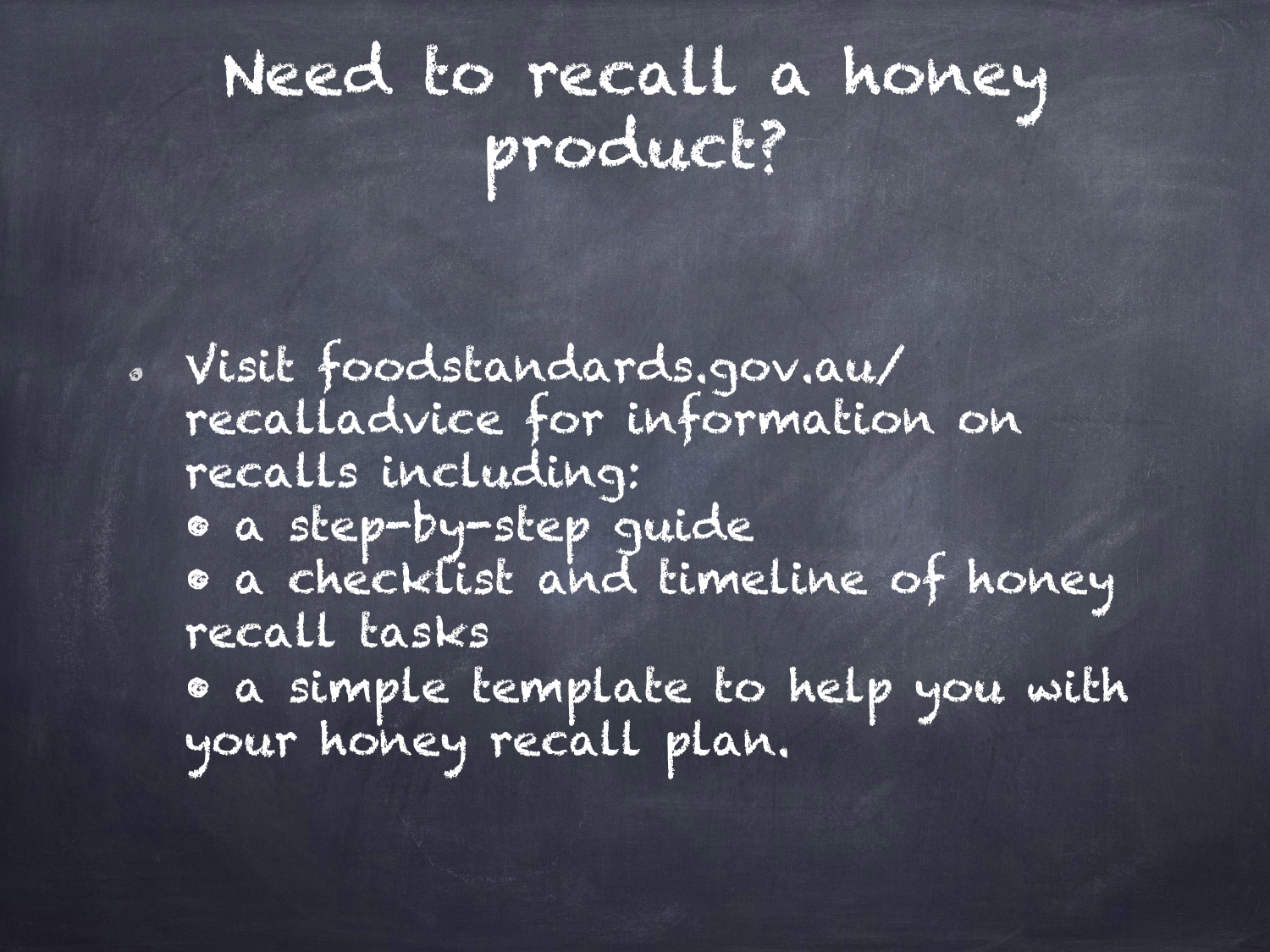# Need to recall a honey product?

- Visit foodstandards.gov.au/recalladvice for information on recalls including:
  - a step-by-step guide
  - a checklist and timeline of honey recall tasks
  - a simple template to help you with your honey recall plan.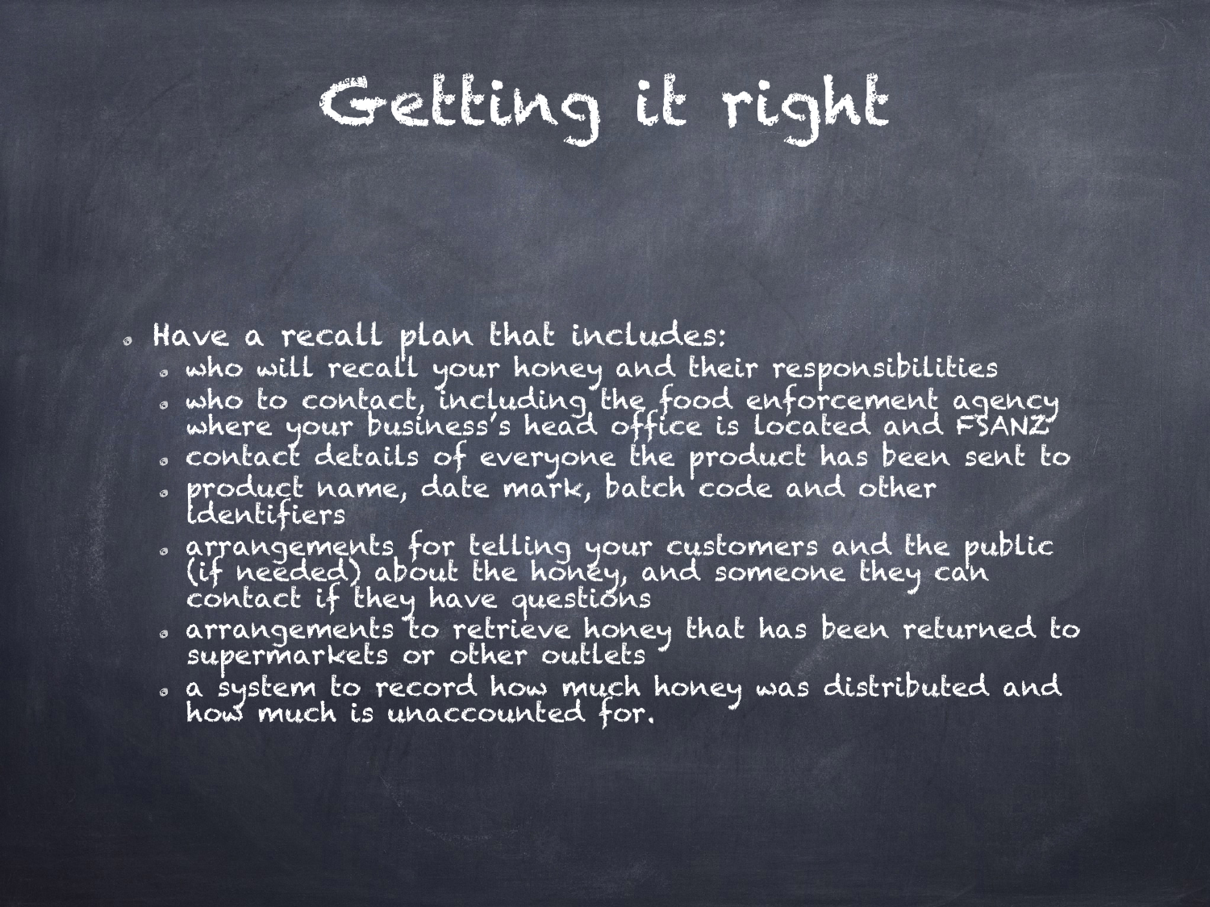# Getting it right

- Have a recall plan that includes:
  - who will recall your honey and their responsibilities
  - who to contact, including the food enforcement agency where your business's head office is located and FSANZ
  - contact details of everyone the product has been sent to
  - product name, date mark, batch code and other identifiers
  - arrangements for telling your customers and the public (if needed) about the honey, and someone they can contact if they have questions
  - arrangements to retrieve honey that has been returned to supermarkets or other outlets
  - a system to record how much honey was distributed and how much is unaccounted for.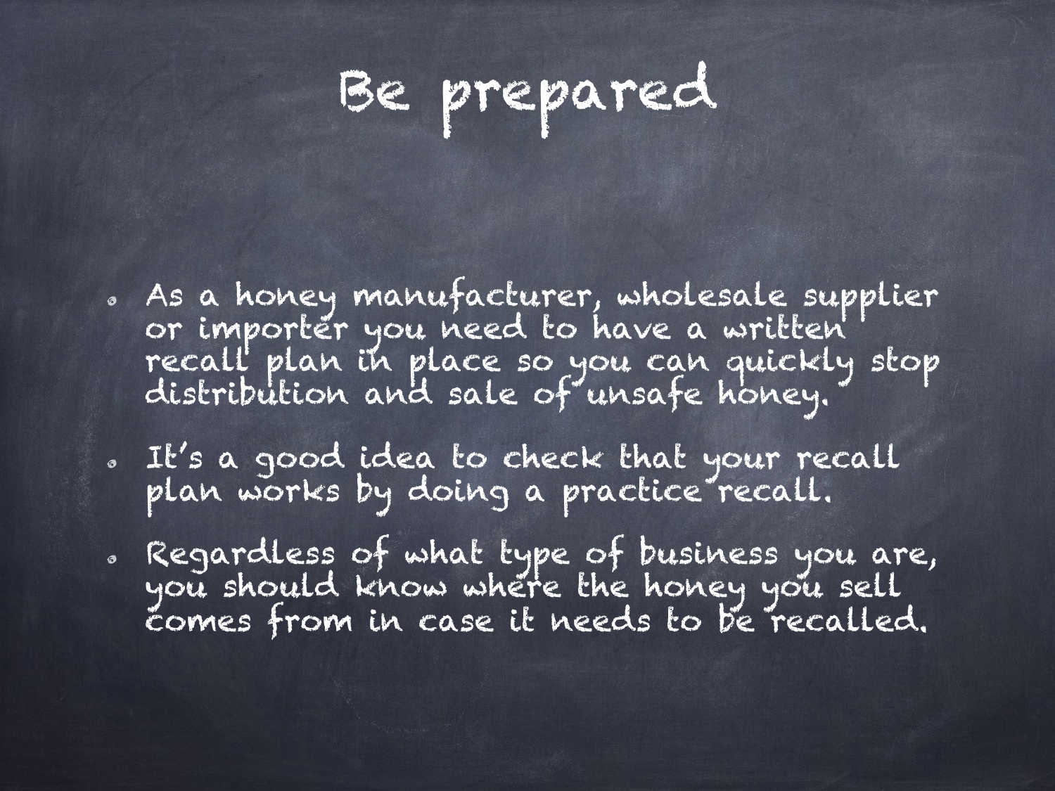# Be prepared

- As a honey manufacturer, wholesale supplier or importer you need to have a written recall plan in place so you can quickly stop distribution and sale of unsafe honey.
- It's a good idea to check that your recall plan works by doing a practice recall.
- Regardless of what type of business you are, you should know where the honey you sell comes from in case it needs to be recalled.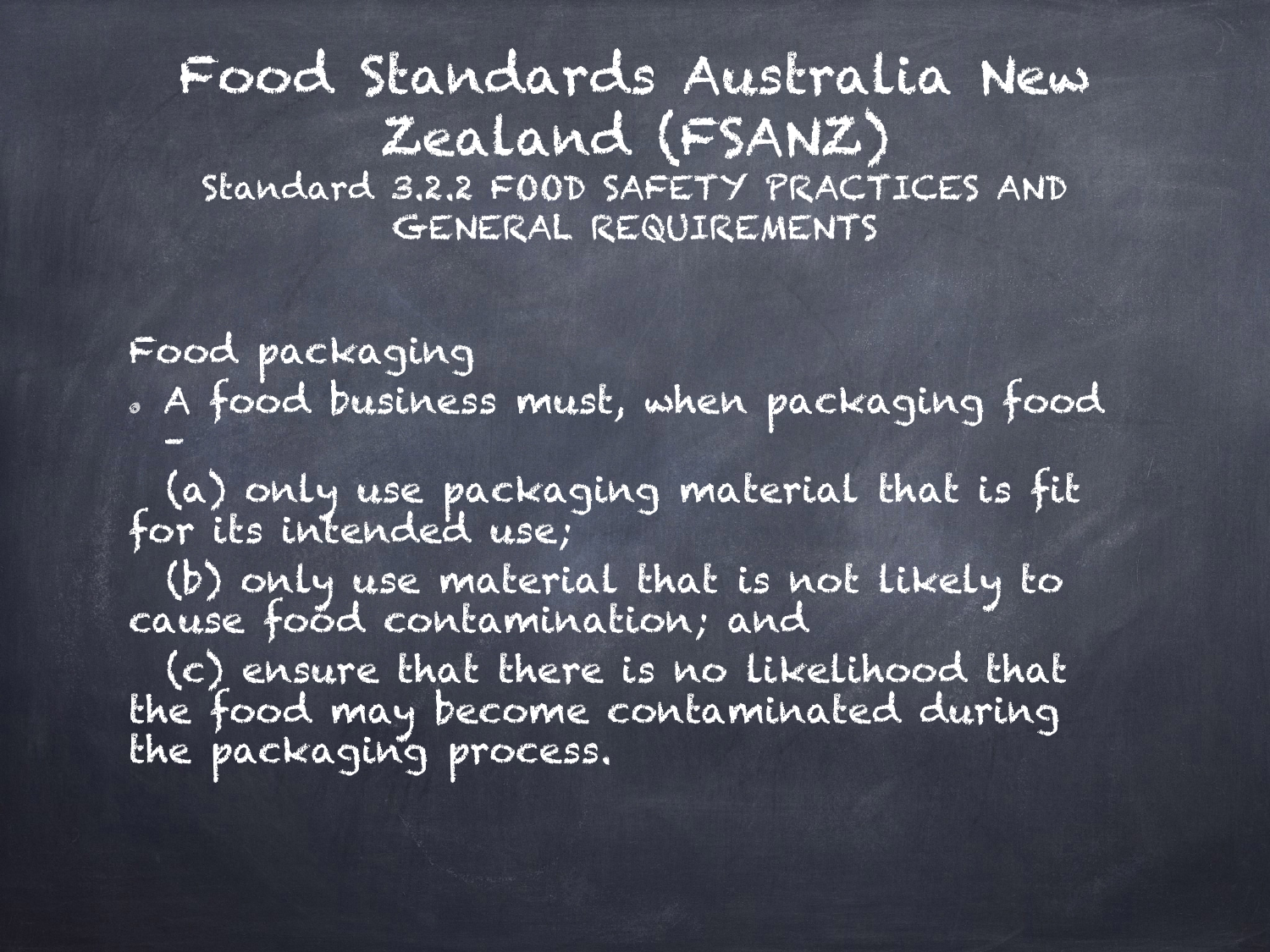# Food Standards Australia New Zealand (FSANZ)

## Standard 3.2.2 FOOD SAFETY PRACTICES AND GENERAL REQUIREMENTS

Food packaging

- A food business must, when packaging food –

  (a) only use packaging material that is fit for its intended use;

  (b) only use material that is not likely to cause food contamination; and

  (c) ensure that there is no likelihood that the food may become contaminated during the packaging process.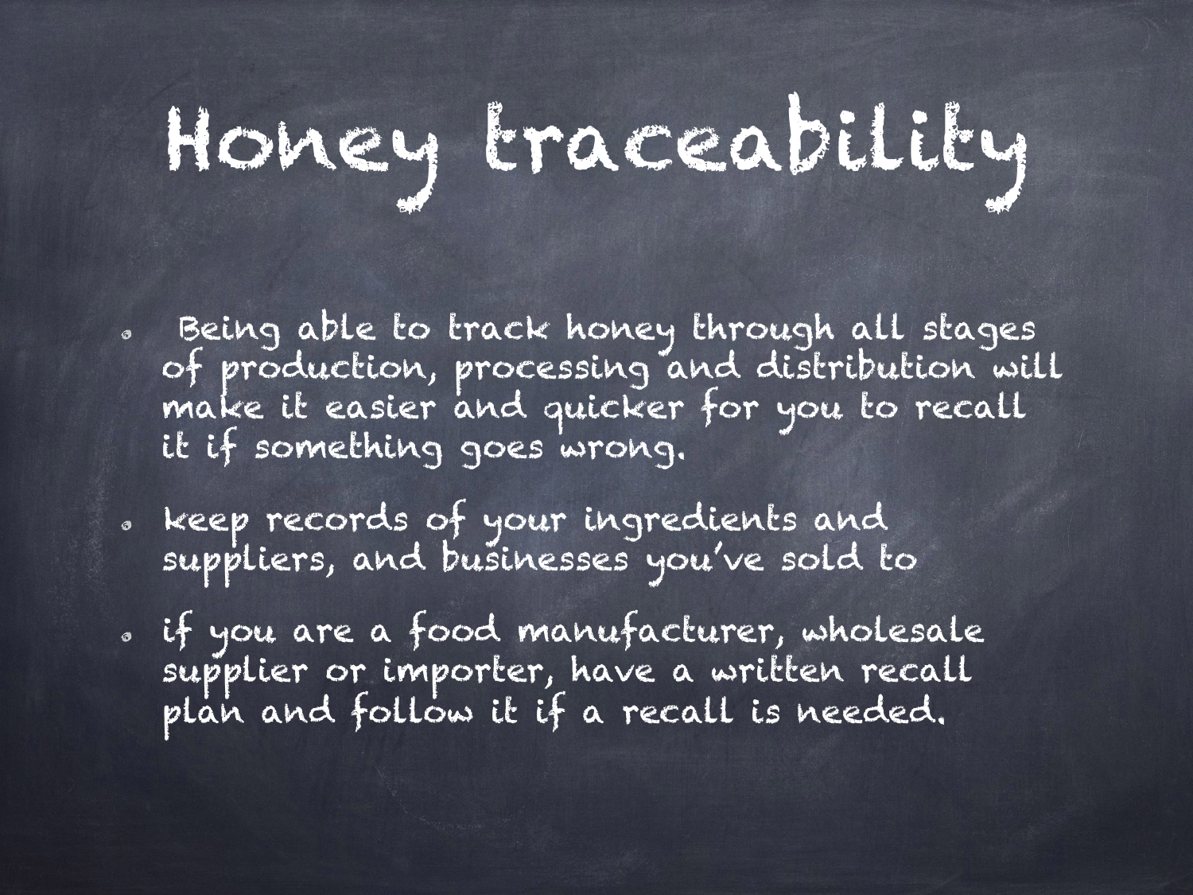# Honey traceability

- Being able to track honey through all stages of production, processing and distribution will make it easier and quicker for you to recall it if something goes wrong.
- keep records of your ingredients and suppliers, and businesses you've sold to
- if you are a food manufacturer, wholesale supplier or importer, have a written recall plan and follow it if a recall is needed.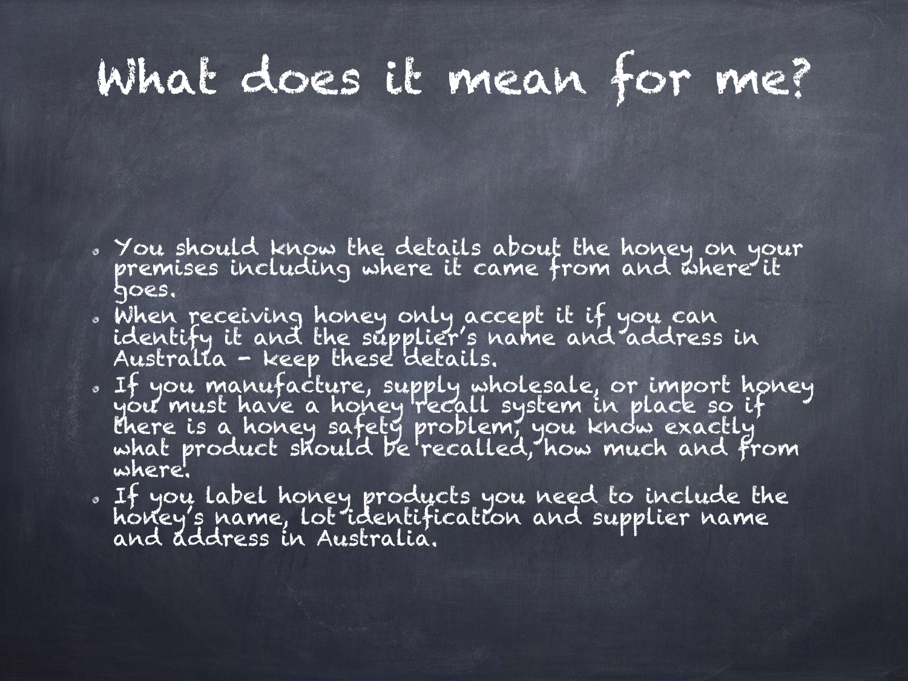# What does it mean for me?

- You should know the details about the honey on your premises including where it came from and where it goes.
- When receiving honey only accept it if you can identify it and the supplier's name and address in Australia – keep these details.
- If you manufacture, supply wholesale, or import honey you must have a honey recall system in place so if there is a honey safety problem, you know exactly what product should be recalled, how much and from where.
- If you label honey products you need to include the honey's name, lot identification and supplier name and address in Australia.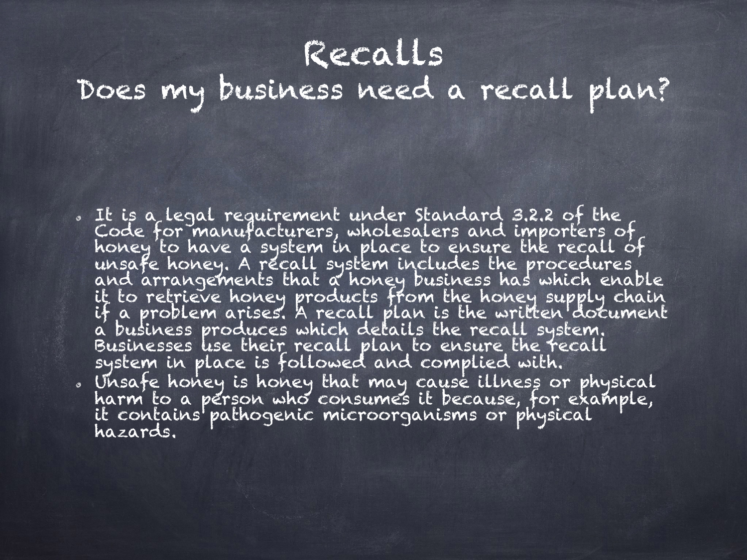# Recalls

## Does my business need a recall plan?

- It is a legal requirement under Standard 3.2.2 of the Code for manufacturers, wholesalers and importers of honey to have a system in place to ensure the recall of unsafe honey. A recall system includes the procedures and arrangements that a honey business has which enable it to retrieve honey products from the honey supply chain if a problem arises. A recall plan is the written document a business produces which details the recall system. Businesses use their recall plan to ensure the recall system in place is followed and complied with.
- Unsafe honey is honey that may cause illness or physical harm to a person who consumes it because, for example, it contains pathogenic microorganisms or physical hazards.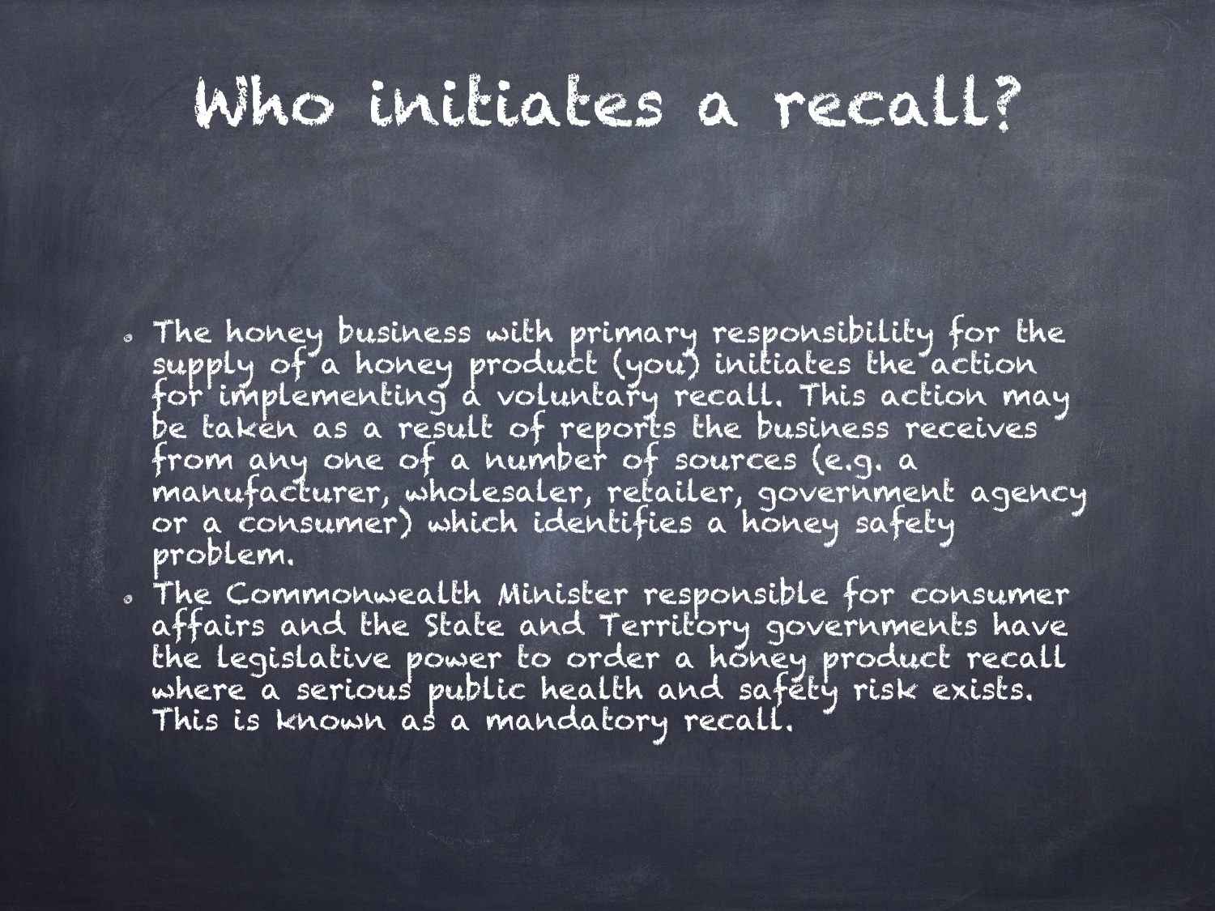# Who initiates a recall?

- The honey business with primary responsibility for the supply of a honey product (you) initiates the action for implementing a voluntary recall. This action may be taken as a result of reports the business receives from any one of a number of sources (e.g. a manufacturer, wholesaler, retailer, government agency or a consumer) which identifies a honey safety problem.
- The Commonwealth Minister responsible for consumer affairs and the State and Territory governments have the legislative power to order a honey product recall where a serious public health and safety risk exists. This is known as a mandatory recall.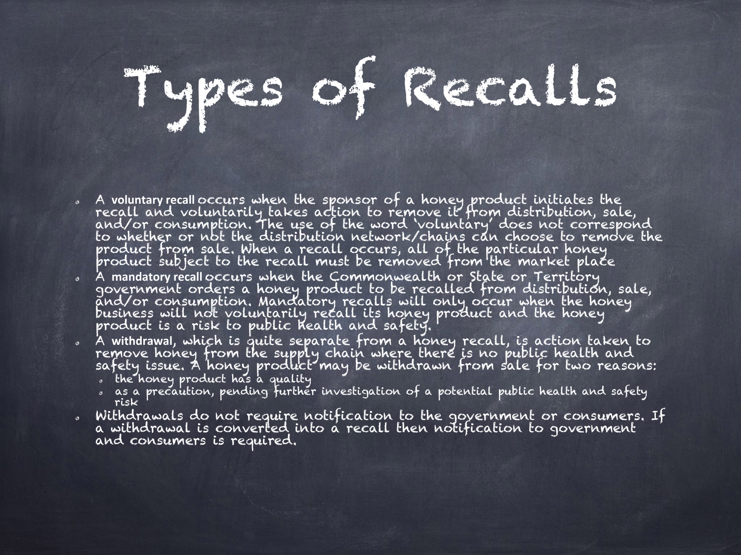# Types of Recalls

- A **voluntary recall** occurs when the sponsor of a honey product initiates the recall and voluntarily takes action to remove it from distribution, sale, and/or consumption. The use of the word 'voluntary' does not correspond to whether or not the distribution network/chains can choose to remove the product from sale. When a recall occurs, all of the particular honey product subject to the recall must be removed from the market place
- A **mandatory recall** occurs when the Commonwealth or State or Territory government orders a honey product to be recalled from distribution, sale, and/or consumption. Mandatory recalls will only occur when the honey business will not voluntarily recall its honey product and the honey product is a risk to public health and safety.
- A **withdrawal**, which is quite separate from a honey recall, is action taken to remove honey from the supply chain where there is no public health and safety issue. A honey product may be withdrawn from sale for two reasons:
  - the honey product has a quality
  - as a precaution, pending further investigation of a potential public health and safety risk
- Withdrawals do not require notification to the government or consumers. If a withdrawal is converted into a recall then notification to government and consumers is required.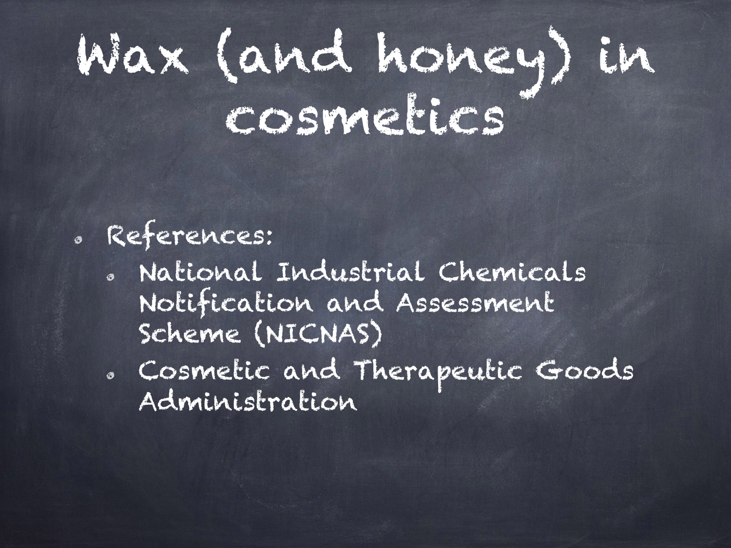# Wax (and honey) in cosmetics

- References:
  - National Industrial Chemicals Notification and Assessment Scheme (NICNAS)
  - Cosmetic and Therapeutic Goods Administration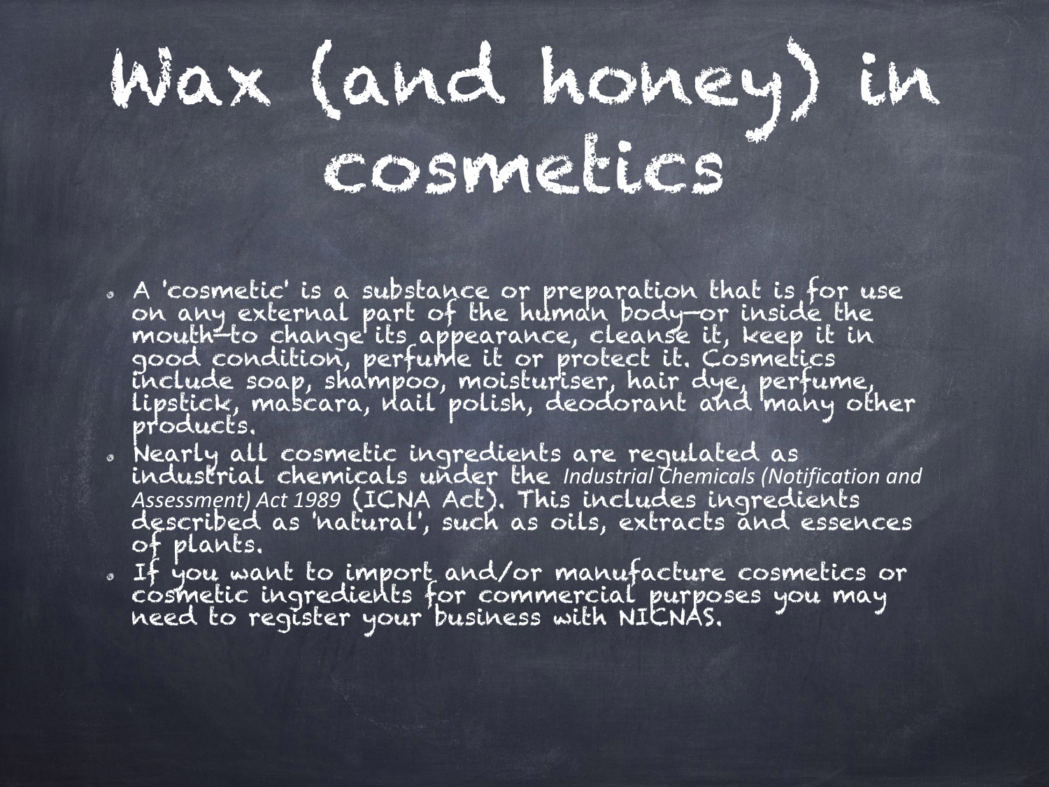# Wax (and honey) in cosmetics

- A 'cosmetic' is a substance or preparation that is for use on any external part of the human body—or inside the mouth—to change its appearance, cleanse it, keep it in good condition, perfume it or protect it. Cosmetics include soap, shampoo, moisturiser, hair dye, perfume, lipstick, mascara, nail polish, deodorant and many other products.
- Nearly all cosmetic ingredients are regulated as industrial chemicals under the *Industrial Chemicals (Notification and Assessment) Act 1989* (ICNA Act). This includes ingredients described as 'natural', such as oils, extracts and essences of plants.
- If you want to import and/or manufacture cosmetics or cosmetic ingredients for commercial purposes you may need to register your business with NICNAS.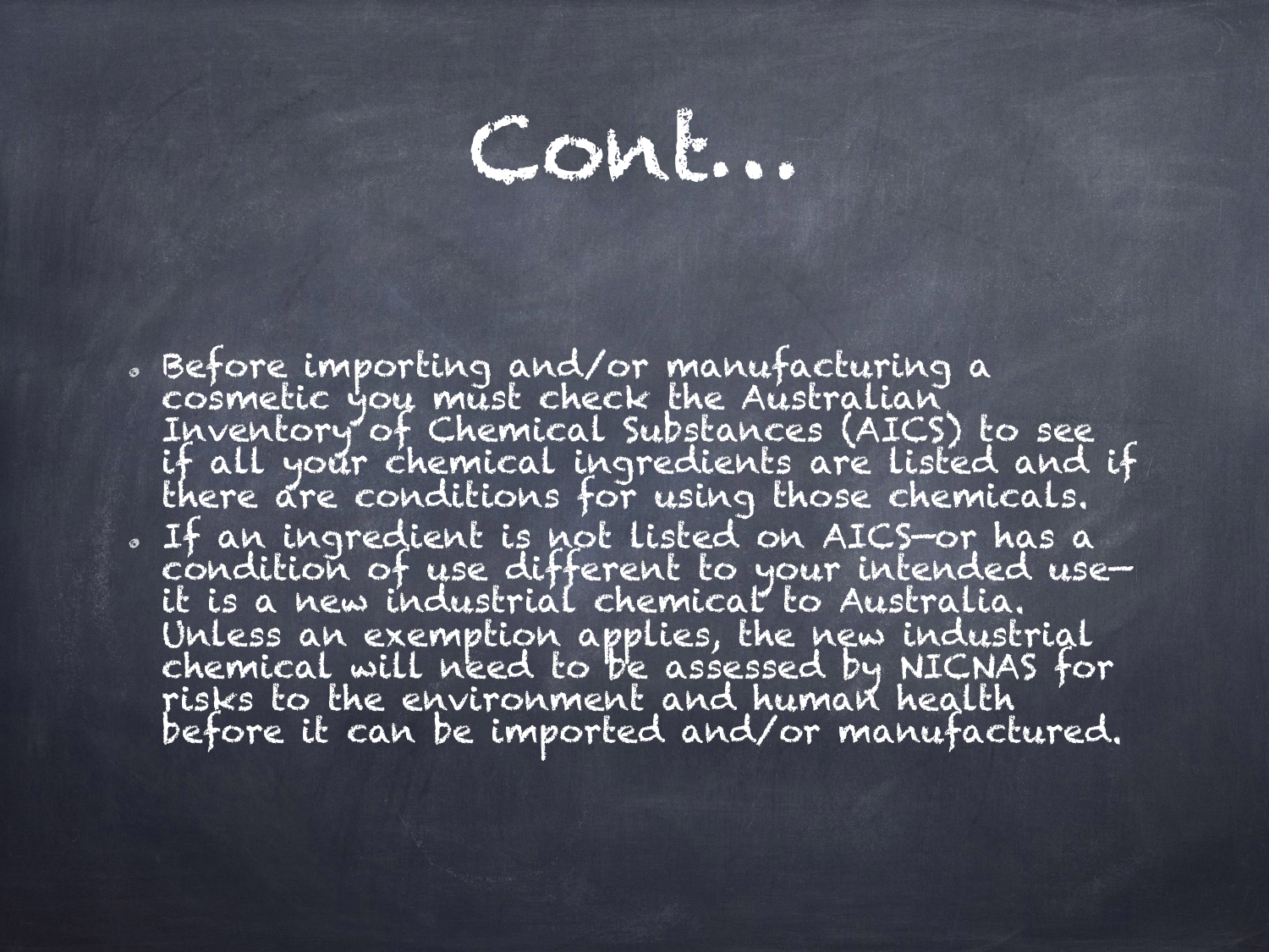# Cont…

- Before importing and/or manufacturing a cosmetic you must check the Australian Inventory of Chemical Substances (AICS) to see if all your chemical ingredients are listed and if there are conditions for using those chemicals.
- If an ingredient is not listed on AICS—or has a condition of use different to your intended use—it is a new industrial chemical to Australia. Unless an exemption applies, the new industrial chemical will need to be assessed by NICNAS for risks to the environment and human health before it can be imported and/or manufactured.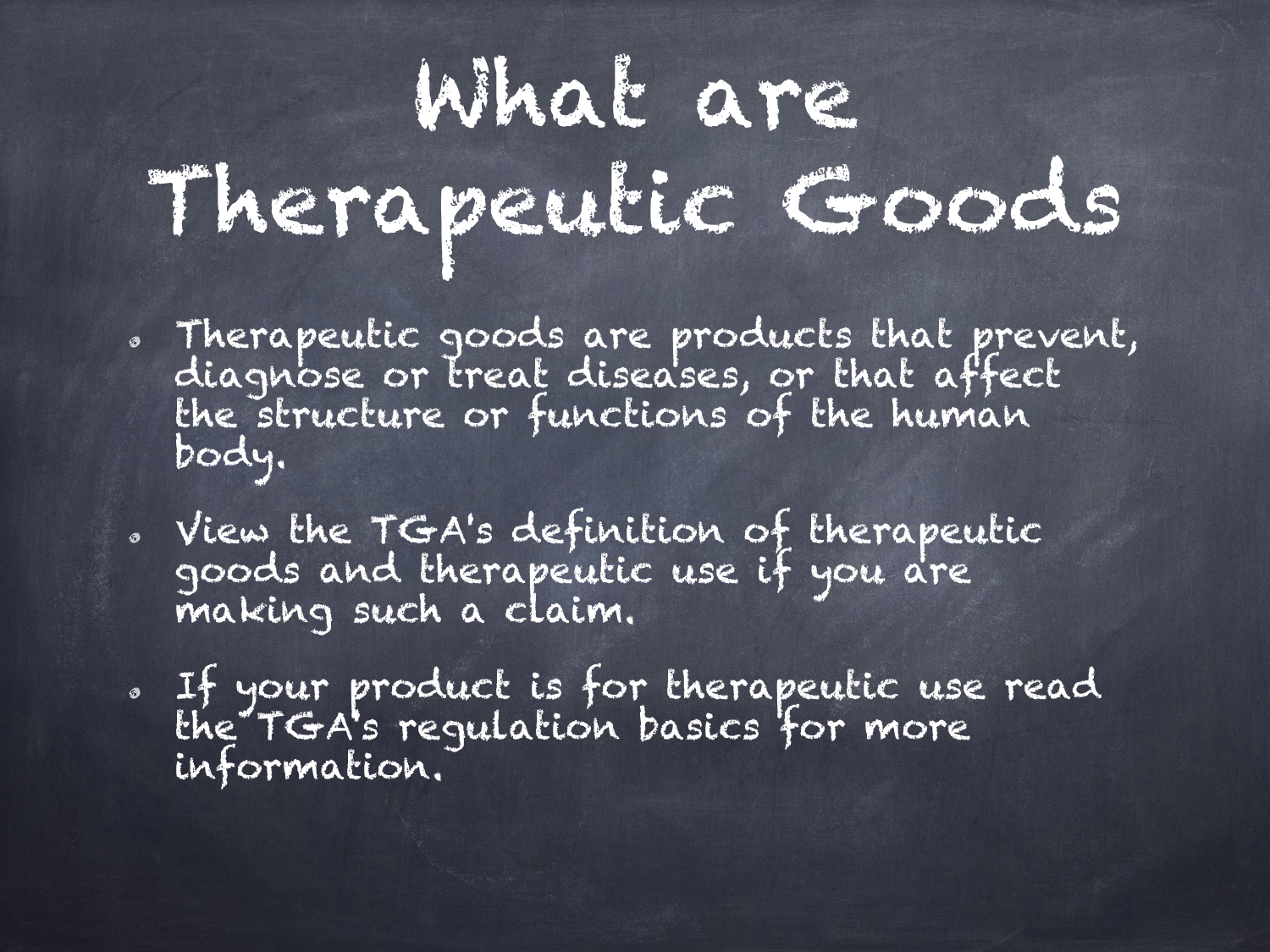# What are Therapeutic Goods

- Therapeutic goods are products that prevent, diagnose or treat diseases, or that affect the structure or functions of the human body.
- View the TGA's definition of therapeutic goods and therapeutic use if you are making such a claim.
- If your product is for therapeutic use read the TGA's regulation basics for more information.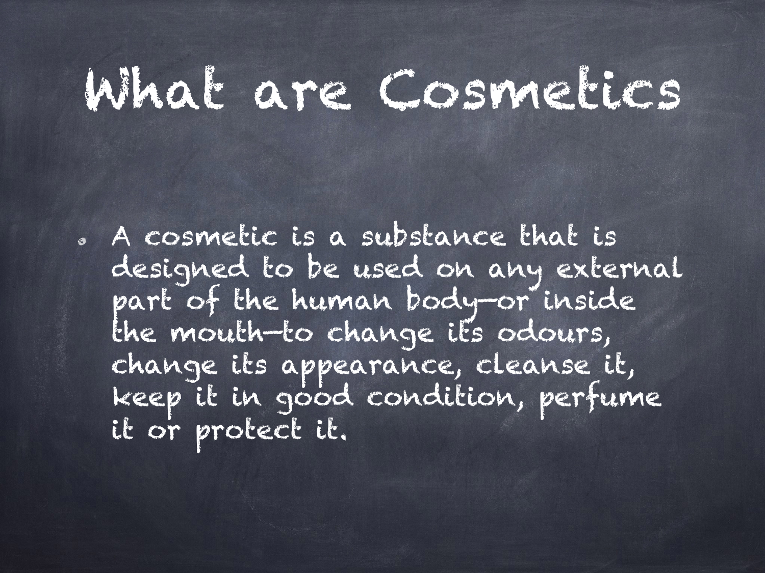# What are Cosmetics

- A cosmetic is a substance that is designed to be used on any external part of the human body—or inside the mouth—to change its odours, change its appearance, cleanse it, keep it in good condition, perfume it or protect it.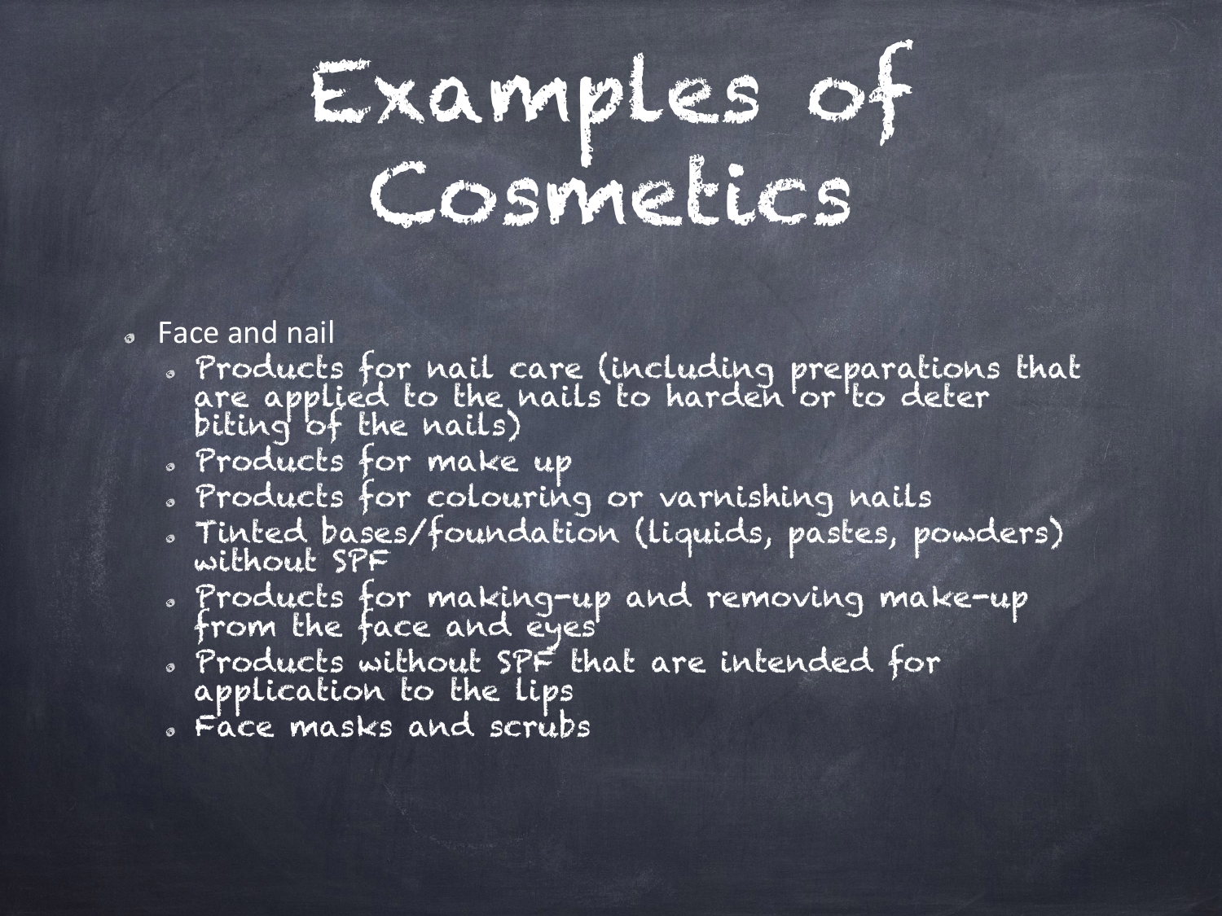# Examples of Cosmetics

- Face and nail
  - Products for nail care (including preparations that are applied to the nails to harden or to deter biting of the nails)
  - Products for make up
  - Products for colouring or varnishing nails
  - Tinted bases/foundation (liquids, pastes, powders) without SPF
  - Products for making-up and removing make-up from the face and eyes
  - Products without SPF that are intended for application to the lips
  - Face masks and scrubs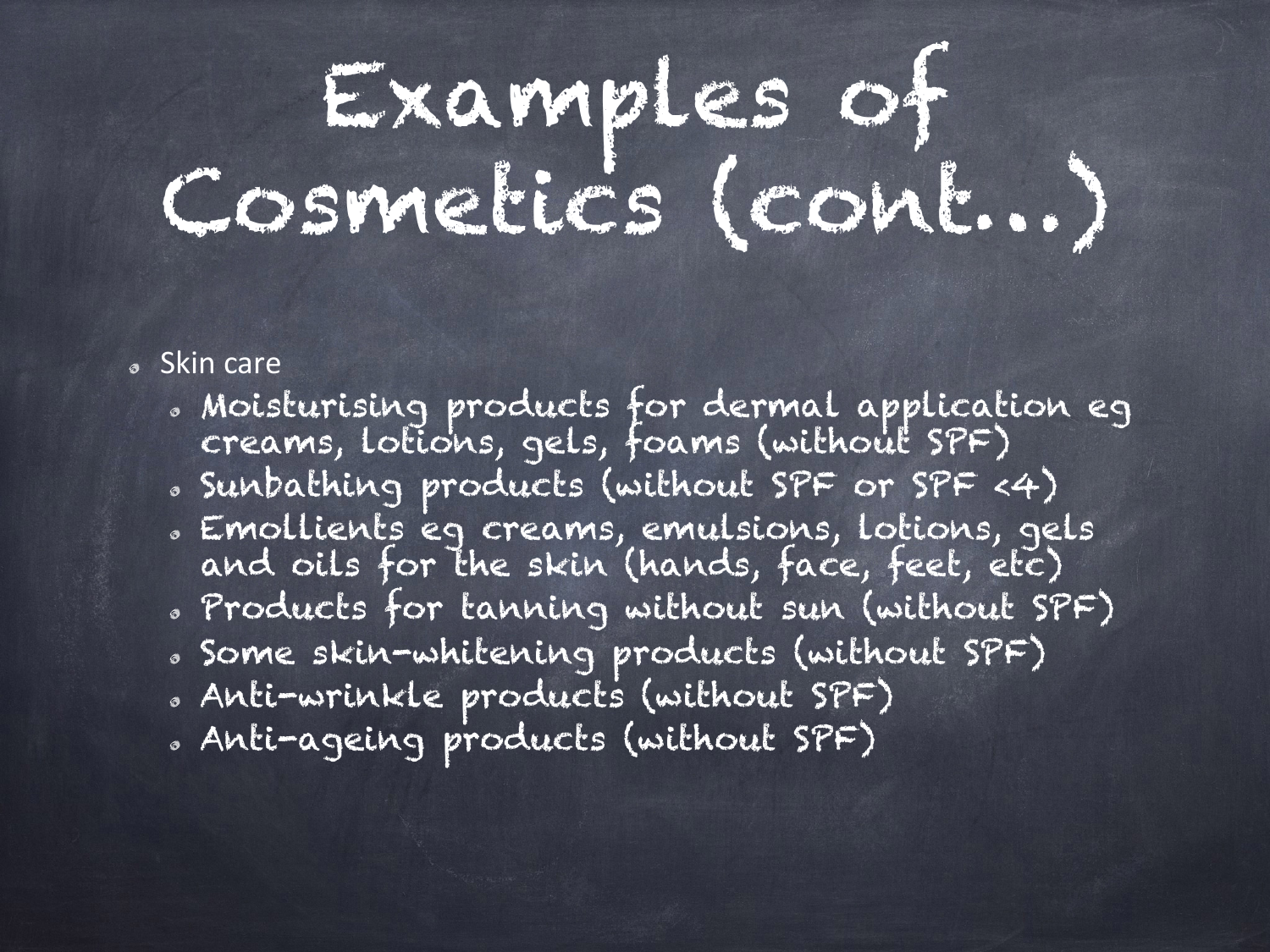# Examples of Cosmetics (cont..)

- Skin care
  - Moisturising products for dermal application eg creams, lotions, gels, foams (without SPF)
  - Sunbathing products (without SPF or SPF <4)
  - Emollients eg creams, emulsions, lotions, gels and oils for the skin (hands, face, feet, etc)
  - Products for tanning without sun (without SPF)
  - Some skin-whitening products (without SPF)
  - Anti-wrinkle products (without SPF)
  - Anti-ageing products (without SPF)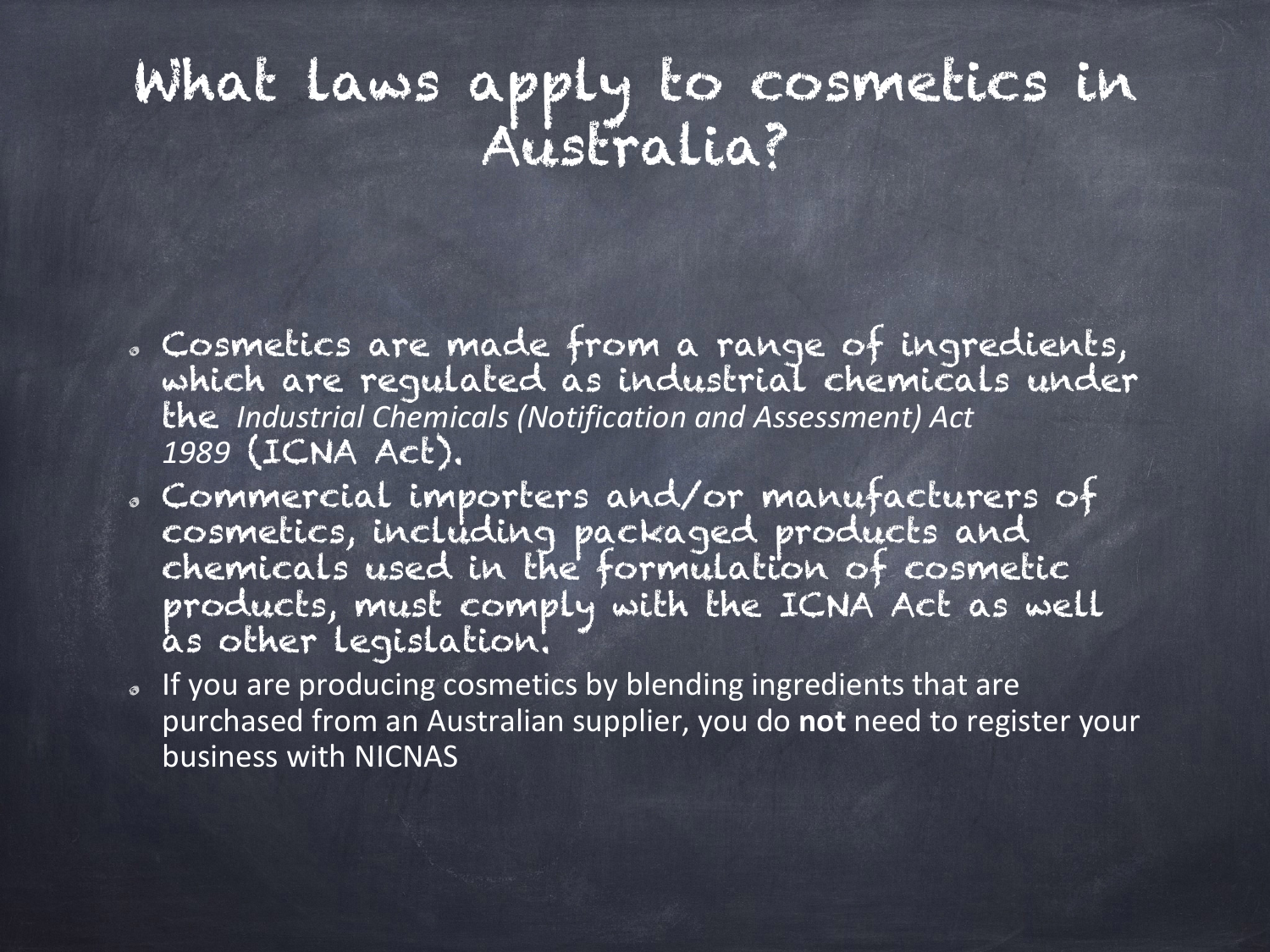# What laws apply to cosmetics in Australia?

- Cosmetics are made from a range of ingredients, which are regulated as industrial chemicals under the *Industrial Chemicals (Notification and Assessment) Act 1989* (ICNA Act).
- Commercial importers and/or manufacturers of cosmetics, including packaged products and chemicals used in the formulation of cosmetic products, must comply with the ICNA Act as well as other legislation.
- If you are producing cosmetics by blending ingredients that are purchased from an Australian supplier, you do **not** need to register your business with NICNAS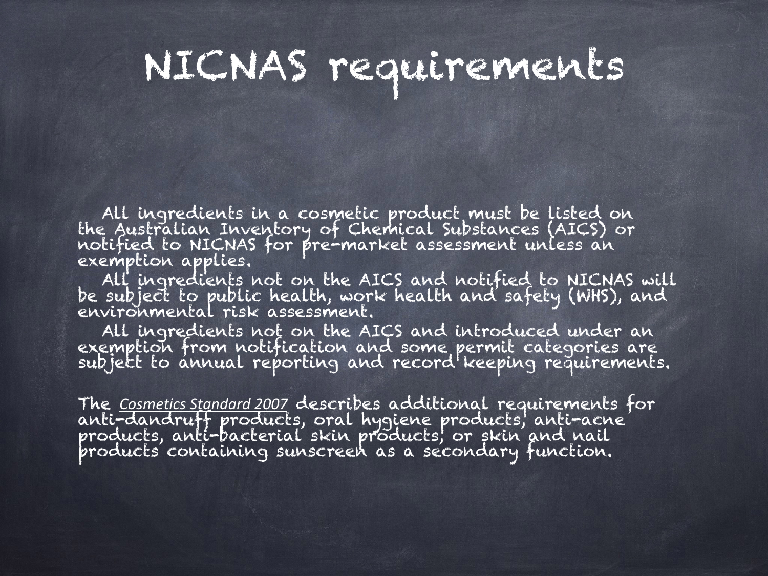# NICNAS requirements

All ingredients in a cosmetic product must be listed on the Australian Inventory of Chemical Substances (AICS) or notified to NICNAS for pre-market assessment unless an exemption applies.

All ingredients not on the AICS and notified to NICNAS will be subject to public health, work health and safety (WHS), and environmental risk assessment.

All ingredients not on the AICS and introduced under an exemption from notification and some permit categories are subject to annual reporting and record keeping requirements.

The *Cosmetics Standard 2007* describes additional requirements for anti-dandruff products, oral hygiene products, anti-acne products, anti-bacterial skin products, or skin and nail products containing sunscreen as a secondary function.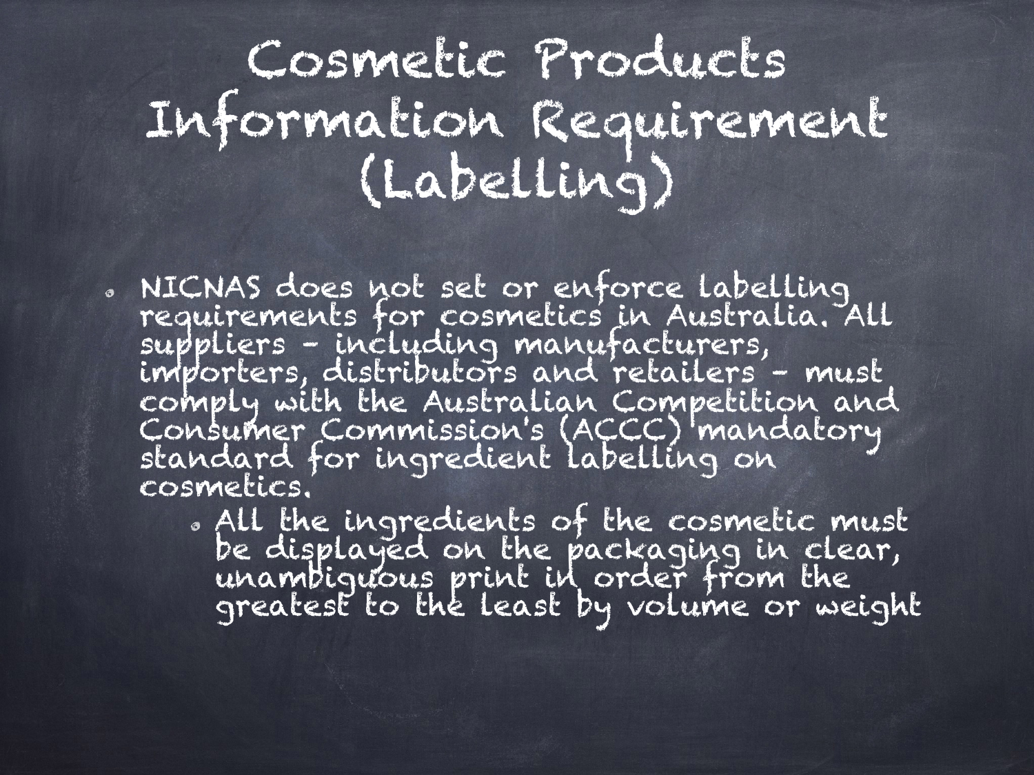# Cosmetic Products Information Requirement (Labelling)

- NICNAS does not set or enforce labelling requirements for cosmetics in Australia. All suppliers - including manufacturers, importers, distributors and retailers - must comply with the Australian Competition and Consumer Commission's (ACCC) mandatory standard for ingredient labelling on cosmetics.
  - All the ingredients of the cosmetic must be displayed on the packaging in clear, unambiguous print in order from the greatest to the least by volume or weight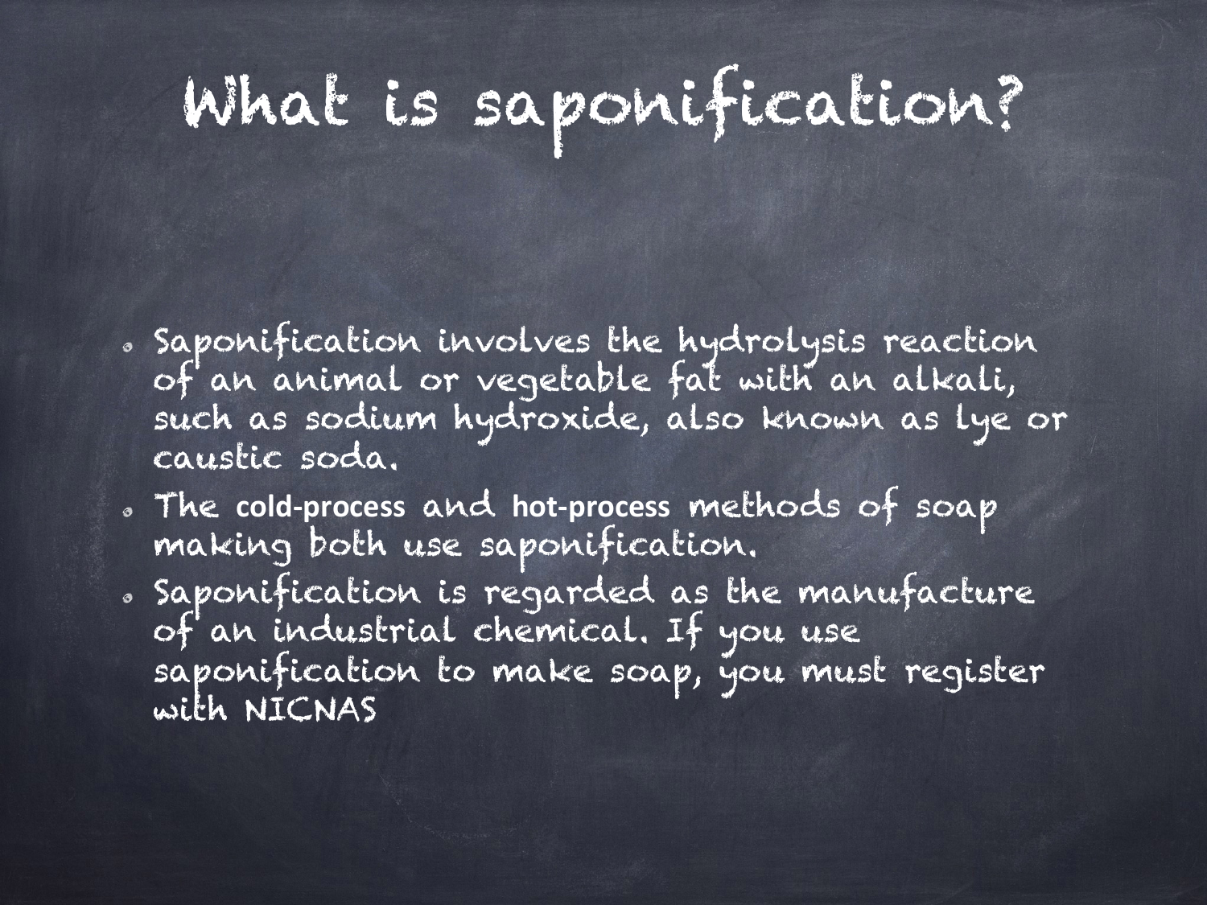# What is saponification?

- Saponification involves the hydrolysis reaction of an animal or vegetable fat with an alkali, such as sodium hydroxide, also known as lye or caustic soda.
- The **cold-process** and **hot-process** methods of soap making both use saponification.
- Saponification is regarded as the manufacture of an industrial chemical. If you use saponification to make soap, you must register with NICNAS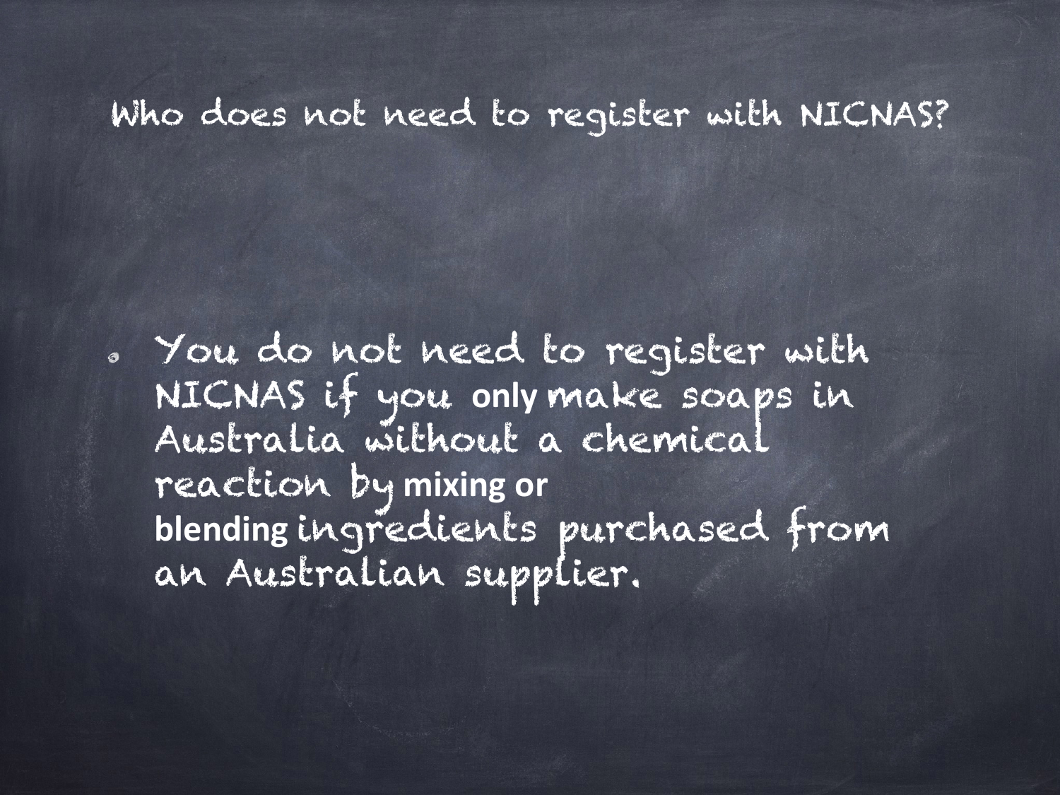## Who does not need to register with NICNAS?

- You do not need to register with NICNAS if you only make soaps in Australia without a chemical reaction by **mixing or blending** ingredients purchased from an Australian supplier.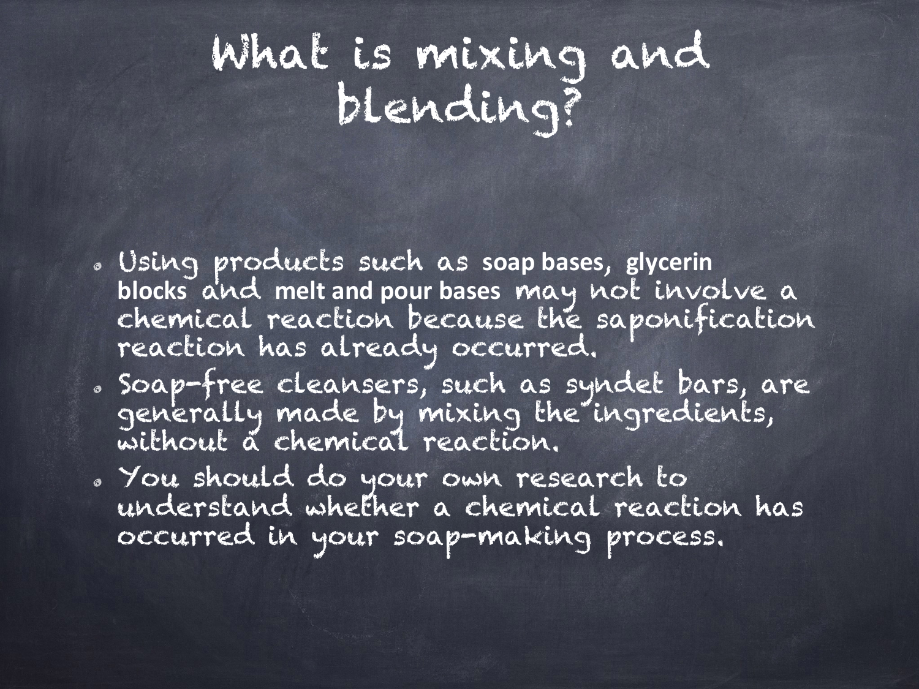# What is mixing and blending?

- Using products such as **soap bases, glycerin blocks** and **melt and pour bases** may not involve a chemical reaction because the saponification reaction has already occurred.
- Soap-free cleansers, such as syndet bars, are generally made by mixing the ingredients, without a chemical reaction.
- You should do your own research to understand whether a chemical reaction has occurred in your soap-making process.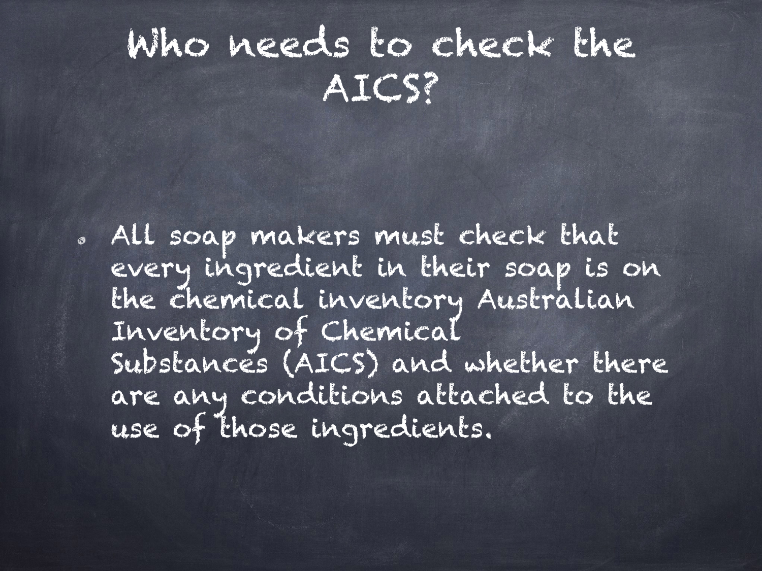# Who needs to check the AICS?

- All soap makers must check that every ingredient in their soap is on the chemical inventory Australian Inventory of Chemical Substances (AICS) and whether there are any conditions attached to the use of those ingredients.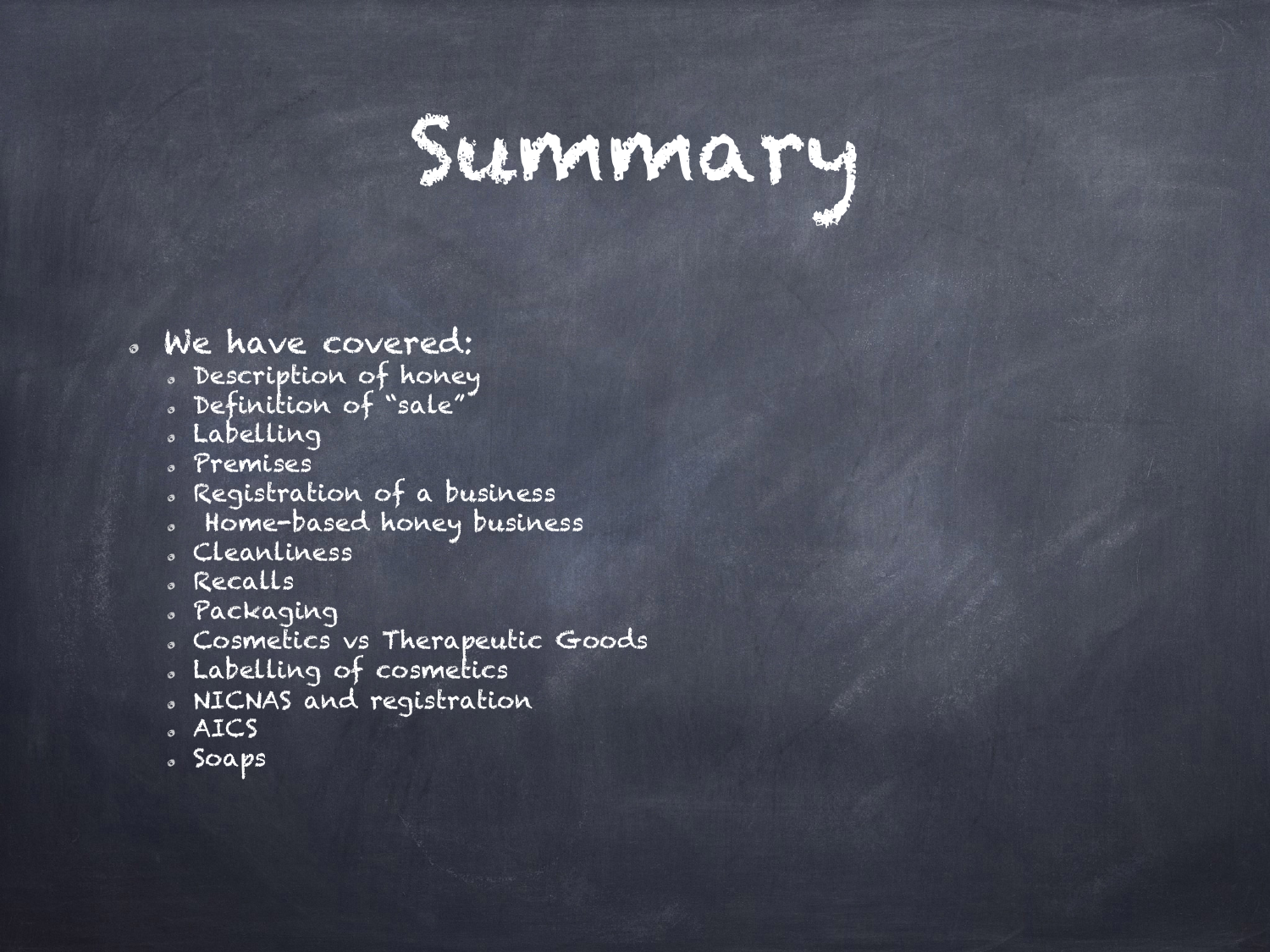# Summary

- We have covered:
  - Description of honey
  - Definition of "sale"
  - Labelling
  - Premises
  - Registration of a business
  - Home-based honey business
  - Cleanliness
  - Recalls
  - Packaging
  - Cosmetics vs Therapeutic Goods
  - Labelling of cosmetics
  - NICNAS and registration
  - AICS
  - Soaps